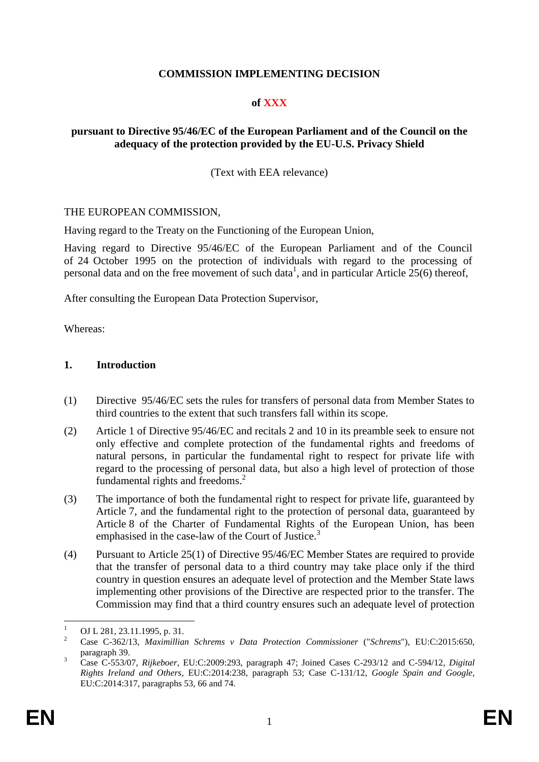**COMMISSION IMPLEMENTING DECISION**

**of XXX**

**pursuant to Directive 95/46/EC of the European Parliament and of the Council on the adequacy of the protection provided by the EU-U.S. Privacy Shield**

(Text with EEA relevance)

THE EUROPEAN COMMISSION,

Having regard to the Treaty on the Functioning of the European Union,

Having regard to Directive 95/46/EC of the European Parliament and of the Council of 24 October 1995 on the protection of individuals with regard to the processing of personal data and on the free movement of such data[1], and in particular Article 25(6) thereof,

After consulting the European Data Protection Supervisor,

Whereas:

## 1. Introduction

(1) Directive 95/46/EC sets the rules for transfers of personal data from Member States to third countries to the extent that such transfers fall within its scope.

(2) Article 1 of Directive 95/46/EC and recitals 2 and 10 in its preamble seek to ensure not only effective and complete protection of the fundamental rights and freedoms of natural persons, in particular the fundamental right to respect for private life with regard to the processing of personal data, but also a high level of protection of those fundamental rights and freedoms.[2]

(3) The importance of both the fundamental right to respect for private life, guaranteed by Article 7, and the fundamental right to the protection of personal data, guaranteed by Article 8 of the Charter of Fundamental Rights of the European Union, has been emphasised in the case-law of the Court of Justice.[3]

(4) Pursuant to Article 25(1) of Directive 95/46/EC Member States are required to provide that the transfer of personal data to a third country may take place only if the third country in question ensures an adequate level of protection and the Member State laws implementing other provisions of the Directive are respected prior to the transfer. The Commission may find that a third country ensures such an adequate level of protection

---

[1] OJ L 281, 23.11.1995, p. 31.

[2] Case C-362/13, *Maximillian Schrems v Data Protection Commissioner* ("*Schrems*"), EU:C:2015:650, paragraph 39.

[3] Case C-553/07, *Rijkeboer*, EU:C:2009:293, paragraph 47; Joined Cases C-293/12 and C-594/12, *Digital Rights Ireland and Others*, EU:C:2014:238, paragraph 53; Case C-131/12, *Google Spain and Google*, EU:C:2014:317, paragraphs 53, 66 and 74.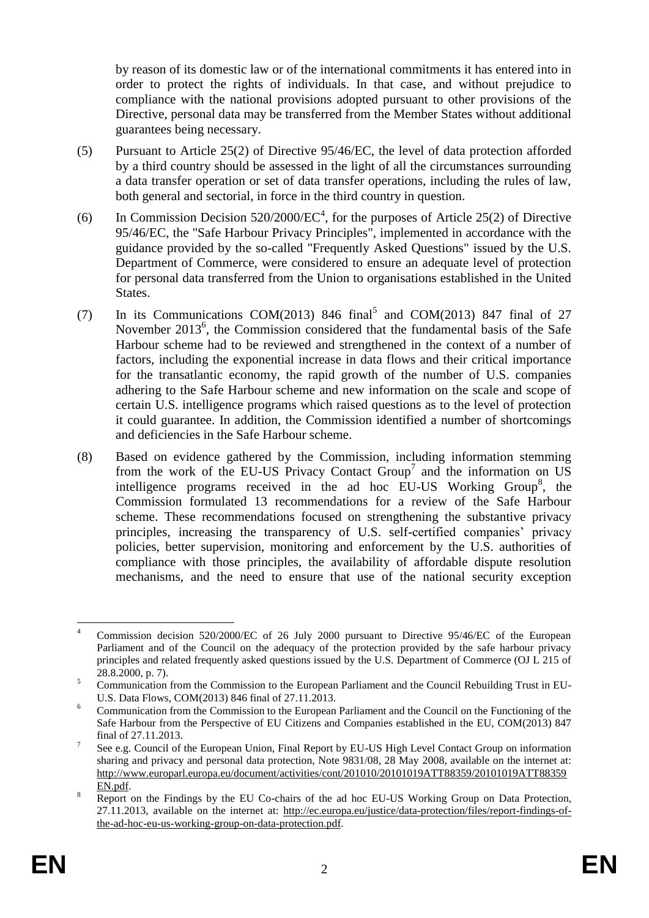by reason of its domestic law or of the international commitments it has entered into in order to protect the rights of individuals. In that case, and without prejudice to compliance with the national provisions adopted pursuant to other provisions of the Directive, personal data may be transferred from the Member States without additional guarantees being necessary.

(5) Pursuant to Article 25(2) of Directive 95/46/EC, the level of data protection afforded by a third country should be assessed in the light of all the circumstances surrounding a data transfer operation or set of data transfer operations, including the rules of law, both general and sectorial, in force in the third country in question.

(6) In Commission Decision 520/2000/EC[4], for the purposes of Article 25(2) of Directive 95/46/EC, the "Safe Harbour Privacy Principles", implemented in accordance with the guidance provided by the so-called "Frequently Asked Questions" issued by the U.S. Department of Commerce, were considered to ensure an adequate level of protection for personal data transferred from the Union to organisations established in the United States.

(7) In its Communications COM(2013) 846 final[5] and COM(2013) 847 final of 27 November 2013[6], the Commission considered that the fundamental basis of the Safe Harbour scheme had to be reviewed and strengthened in the context of a number of factors, including the exponential increase in data flows and their critical importance for the transatlantic economy, the rapid growth of the number of U.S. companies adhering to the Safe Harbour scheme and new information on the scale and scope of certain U.S. intelligence programs which raised questions as to the level of protection it could guarantee. In addition, the Commission identified a number of shortcomings and deficiencies in the Safe Harbour scheme.

(8) Based on evidence gathered by the Commission, including information stemming from the work of the EU-US Privacy Contact Group[7] and the information on US intelligence programs received in the ad hoc EU-US Working Group[8], the Commission formulated 13 recommendations for a review of the Safe Harbour scheme. These recommendations focused on strengthening the substantive privacy principles, increasing the transparency of U.S. self-certified companies' privacy policies, better supervision, monitoring and enforcement by the U.S. authorities of compliance with those principles, the availability of affordable dispute resolution mechanisms, and the need to ensure that use of the national security exception

---

[4] Commission decision 520/2000/EC of 26 July 2000 pursuant to Directive 95/46/EC of the European Parliament and of the Council on the adequacy of the protection provided by the safe harbour privacy principles and related frequently asked questions issued by the U.S. Department of Commerce (OJ L 215 of 28.8.2000, p. 7).

[5] Communication from the Commission to the European Parliament and the Council Rebuilding Trust in EU-U.S. Data Flows, COM(2013) 846 final of 27.11.2013.

[6] Communication from the Commission to the European Parliament and the Council on the Functioning of the Safe Harbour from the Perspective of EU Citizens and Companies established in the EU, COM(2013) 847 final of 27.11.2013.

[7] See e.g. Council of the European Union, Final Report by EU-US High Level Contact Group on information sharing and privacy and personal data protection, Note 9831/08, 28 May 2008, available on the internet at: http://www.europarl.europa.eu/document/activities/cont/201010/20101019ATT88359/20101019ATT88359EN.pdf.

[8] Report on the Findings by the EU Co-chairs of the ad hoc EU-US Working Group on Data Protection, 27.11.2013, available on the internet at: http://ec.europa.eu/justice/data-protection/files/report-findings-of-the-ad-hoc-eu-us-working-group-on-data-protection.pdf.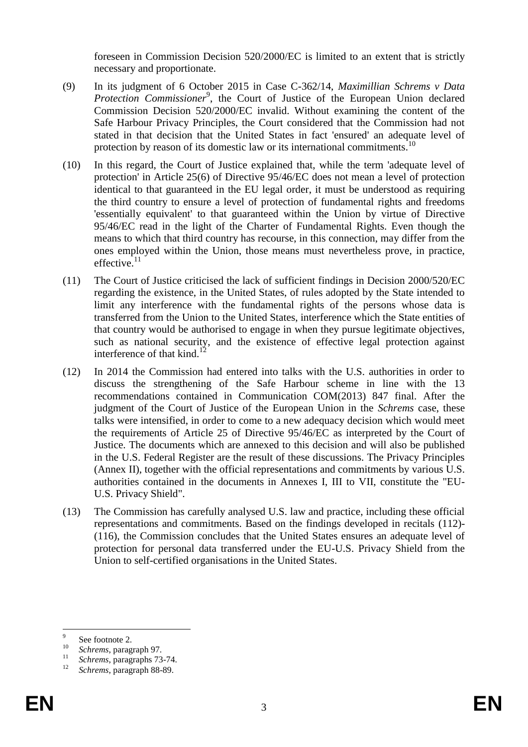foreseen in Commission Decision 520/2000/EC is limited to an extent that is strictly necessary and proportionate.

(9) In its judgment of 6 October 2015 in Case C-362/14, *Maximillian Schrems v Data Protection Commissioner*[9], the Court of Justice of the European Union declared Commission Decision 520/2000/EC invalid. Without examining the content of the Safe Harbour Privacy Principles, the Court considered that the Commission had not stated in that decision that the United States in fact 'ensured' an adequate level of protection by reason of its domestic law or its international commitments.[10]

(10) In this regard, the Court of Justice explained that, while the term 'adequate level of protection' in Article 25(6) of Directive 95/46/EC does not mean a level of protection identical to that guaranteed in the EU legal order, it must be understood as requiring the third country to ensure a level of protection of fundamental rights and freedoms 'essentially equivalent' to that guaranteed within the Union by virtue of Directive 95/46/EC read in the light of the Charter of Fundamental Rights. Even though the means to which that third country has recourse, in this connection, may differ from the ones employed within the Union, those means must nevertheless prove, in practice, effective.[11]

(11) The Court of Justice criticised the lack of sufficient findings in Decision 2000/520/EC regarding the existence, in the United States, of rules adopted by the State intended to limit any interference with the fundamental rights of the persons whose data is transferred from the Union to the United States, interference which the State entities of that country would be authorised to engage in when they pursue legitimate objectives, such as national security, and the existence of effective legal protection against interference of that kind.[12]

(12) In 2014 the Commission had entered into talks with the U.S. authorities in order to discuss the strengthening of the Safe Harbour scheme in line with the 13 recommendations contained in Communication COM(2013) 847 final. After the judgment of the Court of Justice of the European Union in the *Schrems* case, these talks were intensified, in order to come to a new adequacy decision which would meet the requirements of Article 25 of Directive 95/46/EC as interpreted by the Court of Justice. The documents which are annexed to this decision and will also be published in the U.S. Federal Register are the result of these discussions. The Privacy Principles (Annex II), together with the official representations and commitments by various U.S. authorities contained in the documents in Annexes I, III to VII, constitute the "EU-U.S. Privacy Shield".

(13) The Commission has carefully analysed U.S. law and practice, including these official representations and commitments. Based on the findings developed in recitals (112)-(116), the Commission concludes that the United States ensures an adequate level of protection for personal data transferred under the EU-U.S. Privacy Shield from the Union to self-certified organisations in the United States.

---

[9] See footnote 2.

[10] *Schrems*, paragraph 97.

[11] *Schrems*, paragraphs 73-74.

[12] *Schrems*, paragraph 88-89.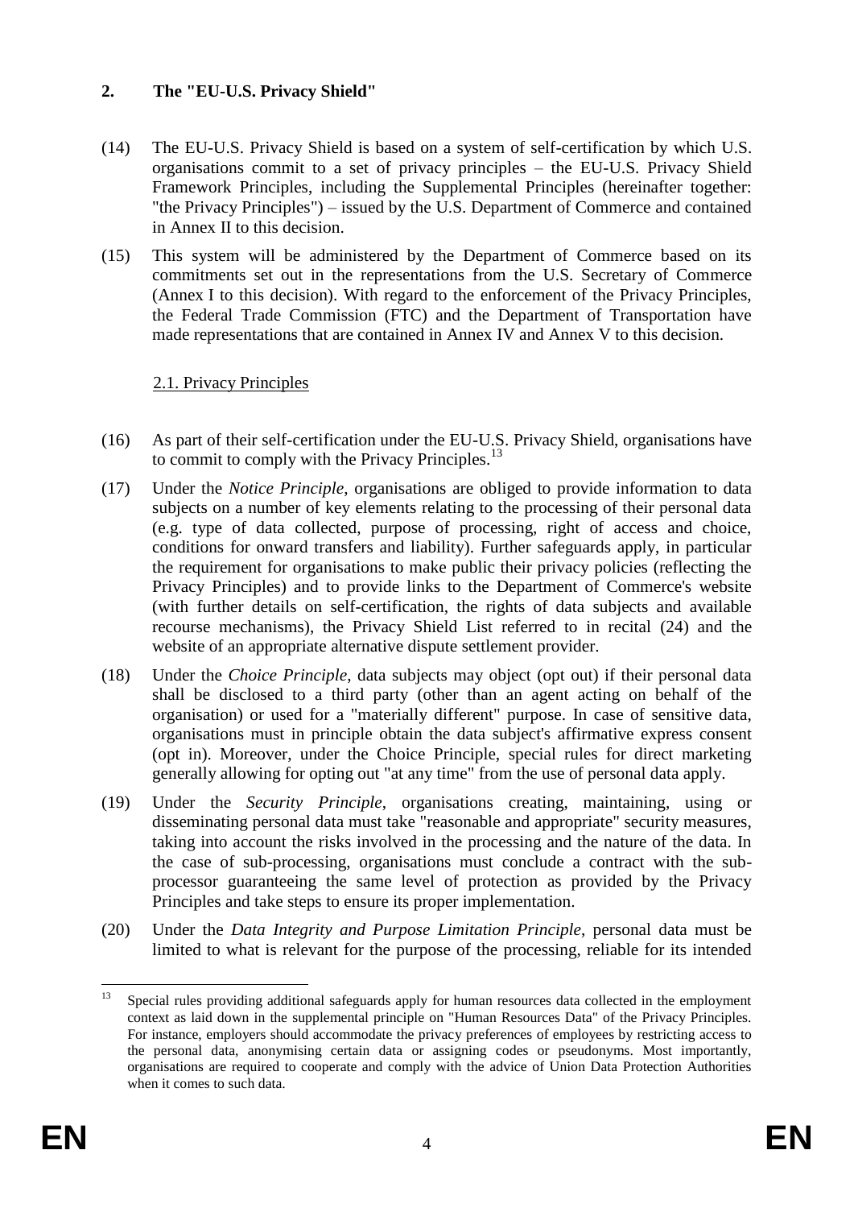## 2. The "EU-U.S. Privacy Shield"

(14) The EU-U.S. Privacy Shield is based on a system of self-certification by which U.S. organisations commit to a set of privacy principles – the EU-U.S. Privacy Shield Framework Principles, including the Supplemental Principles (hereinafter together: "the Privacy Principles") – issued by the U.S. Department of Commerce and contained in Annex II to this decision.

(15) This system will be administered by the Department of Commerce based on its commitments set out in the representations from the U.S. Secretary of Commerce (Annex I to this decision). With regard to the enforcement of the Privacy Principles, the Federal Trade Commission (FTC) and the Department of Transportation have made representations that are contained in Annex IV and Annex V to this decision.

### 2.1. Privacy Principles

(16) As part of their self-certification under the EU-U.S. Privacy Shield, organisations have to commit to comply with the Privacy Principles.[13]

(17) Under the *Notice Principle*, organisations are obliged to provide information to data subjects on a number of key elements relating to the processing of their personal data (e.g. type of data collected, purpose of processing, right of access and choice, conditions for onward transfers and liability). Further safeguards apply, in particular the requirement for organisations to make public their privacy policies (reflecting the Privacy Principles) and to provide links to the Department of Commerce's website (with further details on self-certification, the rights of data subjects and available recourse mechanisms), the Privacy Shield List referred to in recital (24) and the website of an appropriate alternative dispute settlement provider.

(18) Under the *Choice Principle*, data subjects may object (opt out) if their personal data shall be disclosed to a third party (other than an agent acting on behalf of the organisation) or used for a "materially different" purpose. In case of sensitive data, organisations must in principle obtain the data subject's affirmative express consent (opt in). Moreover, under the Choice Principle, special rules for direct marketing generally allowing for opting out "at any time" from the use of personal data apply.

(19) Under the *Security Principle*, organisations creating, maintaining, using or disseminating personal data must take "reasonable and appropriate" security measures, taking into account the risks involved in the processing and the nature of the data. In the case of sub-processing, organisations must conclude a contract with the sub-processor guaranteeing the same level of protection as provided by the Privacy Principles and take steps to ensure its proper implementation.

(20) Under the *Data Integrity and Purpose Limitation Principle*, personal data must be limited to what is relevant for the purpose of the processing, reliable for its intended

---

[13] Special rules providing additional safeguards apply for human resources data collected in the employment context as laid down in the supplemental principle on "Human Resources Data" of the Privacy Principles. For instance, employers should accommodate the privacy preferences of employees by restricting access to the personal data, anonymising certain data or assigning codes or pseudonyms. Most importantly, organisations are required to cooperate and comply with the advice of Union Data Protection Authorities when it comes to such data.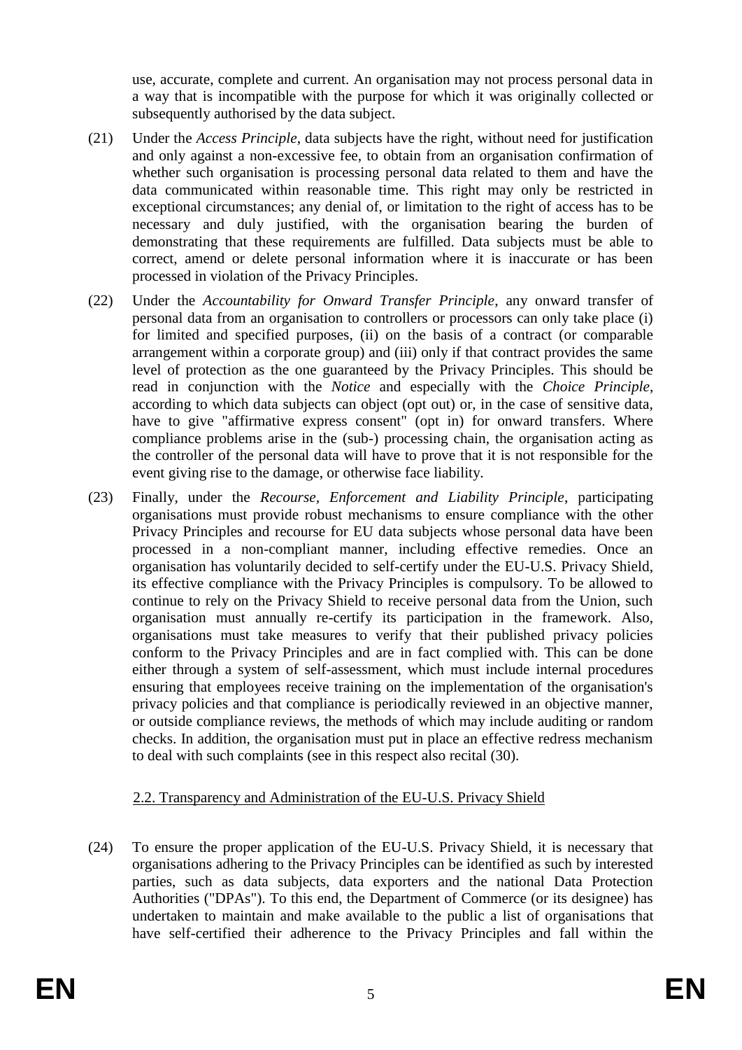use, accurate, complete and current. An organisation may not process personal data in a way that is incompatible with the purpose for which it was originally collected or subsequently authorised by the data subject.

(21) Under the *Access Principle*, data subjects have the right, without need for justification and only against a non-excessive fee, to obtain from an organisation confirmation of whether such organisation is processing personal data related to them and have the data communicated within reasonable time. This right may only be restricted in exceptional circumstances; any denial of, or limitation to the right of access has to be necessary and duly justified, with the organisation bearing the burden of demonstrating that these requirements are fulfilled. Data subjects must be able to correct, amend or delete personal information where it is inaccurate or has been processed in violation of the Privacy Principles.

(22) Under the *Accountability for Onward Transfer Principle*, any onward transfer of personal data from an organisation to controllers or processors can only take place (i) for limited and specified purposes, (ii) on the basis of a contract (or comparable arrangement within a corporate group) and (iii) only if that contract provides the same level of protection as the one guaranteed by the Privacy Principles. This should be read in conjunction with the *Notice* and especially with the *Choice Principle*, according to which data subjects can object (opt out) or, in the case of sensitive data, have to give "affirmative express consent" (opt in) for onward transfers. Where compliance problems arise in the (sub-) processing chain, the organisation acting as the controller of the personal data will have to prove that it is not responsible for the event giving rise to the damage, or otherwise face liability.

(23) Finally, under the *Recourse, Enforcement and Liability Principle*, participating organisations must provide robust mechanisms to ensure compliance with the other Privacy Principles and recourse for EU data subjects whose personal data have been processed in a non-compliant manner, including effective remedies. Once an organisation has voluntarily decided to self-certify under the EU-U.S. Privacy Shield, its effective compliance with the Privacy Principles is compulsory. To be allowed to continue to rely on the Privacy Shield to receive personal data from the Union, such organisation must annually re-certify its participation in the framework. Also, organisations must take measures to verify that their published privacy policies conform to the Privacy Principles and are in fact complied with. This can be done either through a system of self-assessment, which must include internal procedures ensuring that employees receive training on the implementation of the organisation's privacy policies and that compliance is periodically reviewed in an objective manner, or outside compliance reviews, the methods of which may include auditing or random checks. In addition, the organisation must put in place an effective redress mechanism to deal with such complaints (see in this respect also recital (30).

### 2.2. Transparency and Administration of the EU-U.S. Privacy Shield

(24) To ensure the proper application of the EU-U.S. Privacy Shield, it is necessary that organisations adhering to the Privacy Principles can be identified as such by interested parties, such as data subjects, data exporters and the national Data Protection Authorities ("DPAs"). To this end, the Department of Commerce (or its designee) has undertaken to maintain and make available to the public a list of organisations that have self-certified their adherence to the Privacy Principles and fall within the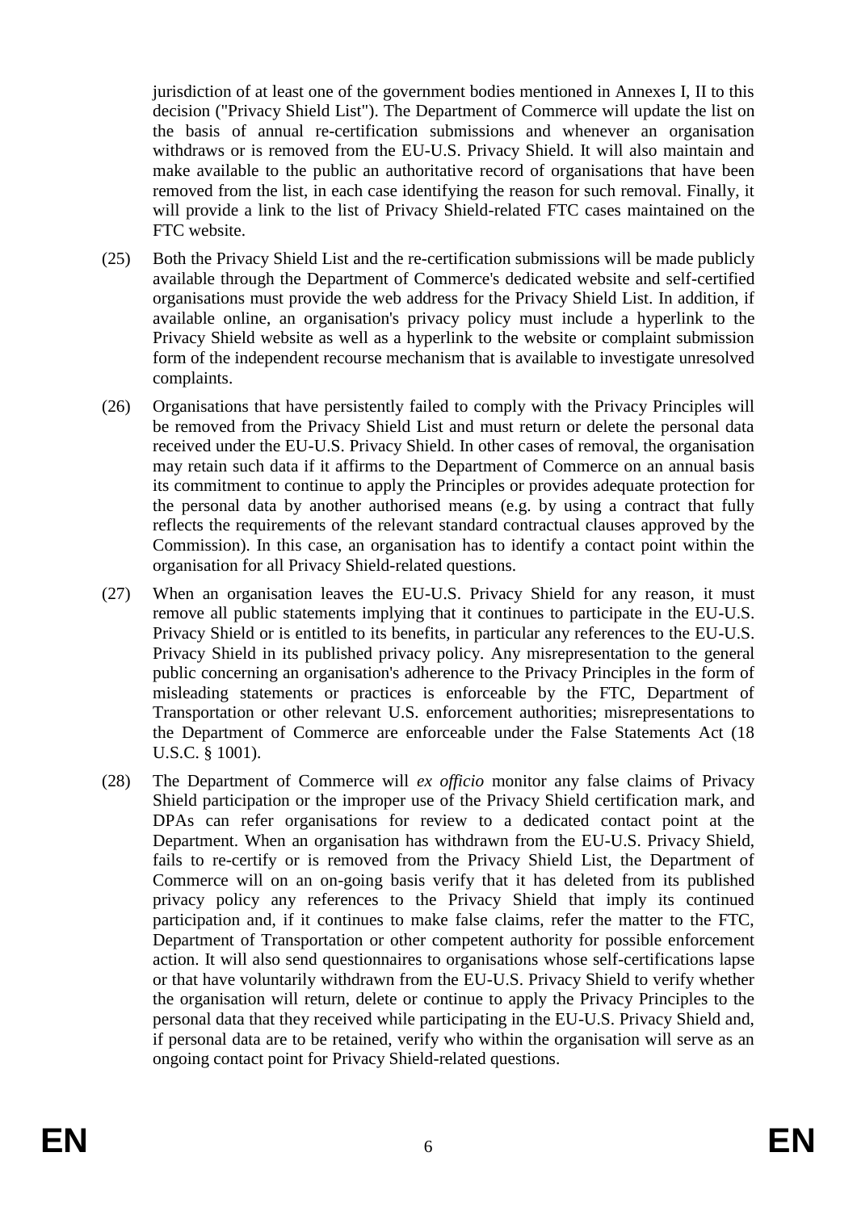jurisdiction of at least one of the government bodies mentioned in Annexes I, II to this decision ("Privacy Shield List"). The Department of Commerce will update the list on the basis of annual re-certification submissions and whenever an organisation withdraws or is removed from the EU-U.S. Privacy Shield. It will also maintain and make available to the public an authoritative record of organisations that have been removed from the list, in each case identifying the reason for such removal. Finally, it will provide a link to the list of Privacy Shield-related FTC cases maintained on the FTC website.

(25) Both the Privacy Shield List and the re-certification submissions will be made publicly available through the Department of Commerce's dedicated website and self-certified organisations must provide the web address for the Privacy Shield List. In addition, if available online, an organisation's privacy policy must include a hyperlink to the Privacy Shield website as well as a hyperlink to the website or complaint submission form of the independent recourse mechanism that is available to investigate unresolved complaints.

(26) Organisations that have persistently failed to comply with the Privacy Principles will be removed from the Privacy Shield List and must return or delete the personal data received under the EU-U.S. Privacy Shield. In other cases of removal, the organisation may retain such data if it affirms to the Department of Commerce on an annual basis its commitment to continue to apply the Principles or provides adequate protection for the personal data by another authorised means (e.g. by using a contract that fully reflects the requirements of the relevant standard contractual clauses approved by the Commission). In this case, an organisation has to identify a contact point within the organisation for all Privacy Shield-related questions.

(27) When an organisation leaves the EU-U.S. Privacy Shield for any reason, it must remove all public statements implying that it continues to participate in the EU-U.S. Privacy Shield or is entitled to its benefits, in particular any references to the EU-U.S. Privacy Shield in its published privacy policy. Any misrepresentation to the general public concerning an organisation's adherence to the Privacy Principles in the form of misleading statements or practices is enforceable by the FTC, Department of Transportation or other relevant U.S. enforcement authorities; misrepresentations to the Department of Commerce are enforceable under the False Statements Act (18 U.S.C. § 1001).

(28) The Department of Commerce will *ex officio* monitor any false claims of Privacy Shield participation or the improper use of the Privacy Shield certification mark, and DPAs can refer organisations for review to a dedicated contact point at the Department. When an organisation has withdrawn from the EU-U.S. Privacy Shield, fails to re-certify or is removed from the Privacy Shield List, the Department of Commerce will on an on-going basis verify that it has deleted from its published privacy policy any references to the Privacy Shield that imply its continued participation and, if it continues to make false claims, refer the matter to the FTC, Department of Transportation or other competent authority for possible enforcement action. It will also send questionnaires to organisations whose self-certifications lapse or that have voluntarily withdrawn from the EU-U.S. Privacy Shield to verify whether the organisation will return, delete or continue to apply the Privacy Principles to the personal data that they received while participating in the EU-U.S. Privacy Shield and, if personal data are to be retained, verify who within the organisation will serve as an ongoing contact point for Privacy Shield-related questions.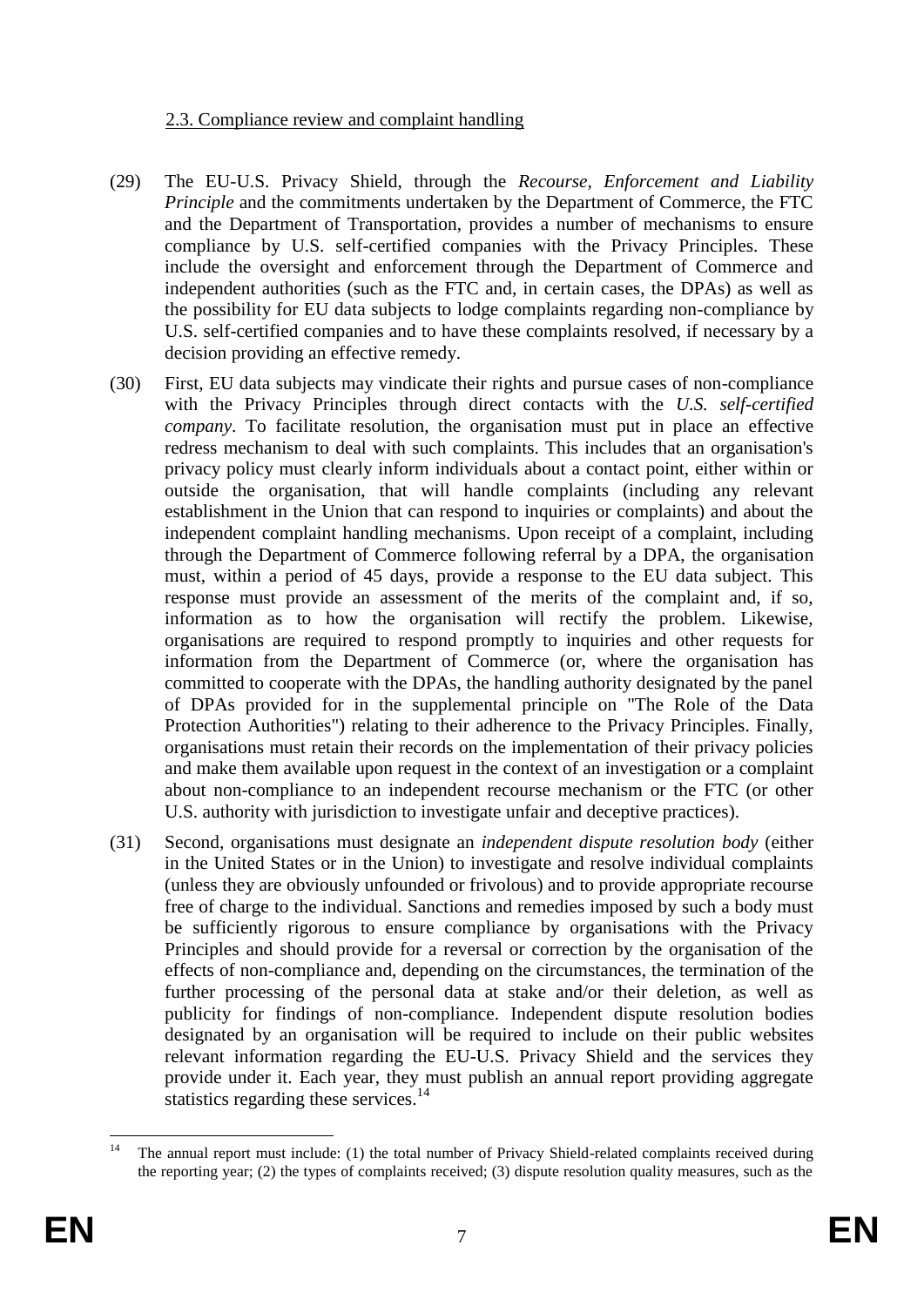2.3. Compliance review and complaint handling

(29) The EU-U.S. Privacy Shield, through the *Recourse, Enforcement and Liability Principle* and the commitments undertaken by the Department of Commerce, the FTC and the Department of Transportation, provides a number of mechanisms to ensure compliance by U.S. self-certified companies with the Privacy Principles. These include the oversight and enforcement through the Department of Commerce and independent authorities (such as the FTC and, in certain cases, the DPAs) as well as the possibility for EU data subjects to lodge complaints regarding non-compliance by U.S. self-certified companies and to have these complaints resolved, if necessary by a decision providing an effective remedy.

(30) First, EU data subjects may vindicate their rights and pursue cases of non-compliance with the Privacy Principles through direct contacts with the *U.S. self-certified company*. To facilitate resolution, the organisation must put in place an effective redress mechanism to deal with such complaints. This includes that an organisation's privacy policy must clearly inform individuals about a contact point, either within or outside the organisation, that will handle complaints (including any relevant establishment in the Union that can respond to inquiries or complaints) and about the independent complaint handling mechanisms. Upon receipt of a complaint, including through the Department of Commerce following referral by a DPA, the organisation must, within a period of 45 days, provide a response to the EU data subject. This response must provide an assessment of the merits of the complaint and, if so, information as to how the organisation will rectify the problem. Likewise, organisations are required to respond promptly to inquiries and other requests for information from the Department of Commerce (or, where the organisation has committed to cooperate with the DPAs, the handling authority designated by the panel of DPAs provided for in the supplemental principle on "The Role of the Data Protection Authorities") relating to their adherence to the Privacy Principles. Finally, organisations must retain their records on the implementation of their privacy policies and make them available upon request in the context of an investigation or a complaint about non-compliance to an independent recourse mechanism or the FTC (or other U.S. authority with jurisdiction to investigate unfair and deceptive practices).

(31) Second, organisations must designate an *independent dispute resolution body* (either in the United States or in the Union) to investigate and resolve individual complaints (unless they are obviously unfounded or frivolous) and to provide appropriate recourse free of charge to the individual. Sanctions and remedies imposed by such a body must be sufficiently rigorous to ensure compliance by organisations with the Privacy Principles and should provide for a reversal or correction by the organisation of the effects of non-compliance and, depending on the circumstances, the termination of the further processing of the personal data at stake and/or their deletion, as well as publicity for findings of non-compliance. Independent dispute resolution bodies designated by an organisation will be required to include on their public websites relevant information regarding the EU-U.S. Privacy Shield and the services they provide under it. Each year, they must publish an annual report providing aggregate statistics regarding these services.[14]

---

[14] The annual report must include: (1) the total number of Privacy Shield-related complaints received during the reporting year; (2) the types of complaints received; (3) dispute resolution quality measures, such as the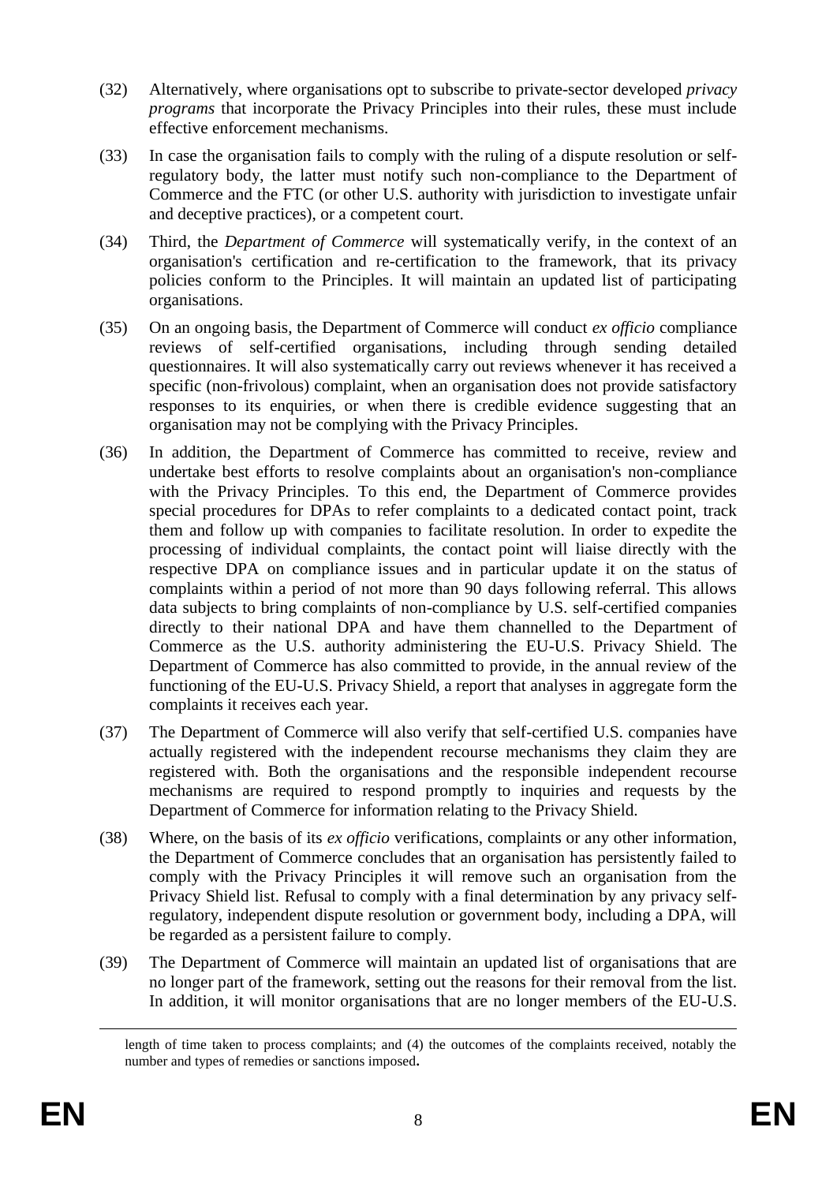(32) Alternatively, where organisations opt to subscribe to private-sector developed *privacy programs* that incorporate the Privacy Principles into their rules, these must include effective enforcement mechanisms.

(33) In case the organisation fails to comply with the ruling of a dispute resolution or self-regulatory body, the latter must notify such non-compliance to the Department of Commerce and the FTC (or other U.S. authority with jurisdiction to investigate unfair and deceptive practices), or a competent court.

(34) Third, the *Department of Commerce* will systematically verify, in the context of an organisation's certification and re-certification to the framework, that its privacy policies conform to the Principles. It will maintain an updated list of participating organisations.

(35) On an ongoing basis, the Department of Commerce will conduct *ex officio* compliance reviews of self-certified organisations, including through sending detailed questionnaires. It will also systematically carry out reviews whenever it has received a specific (non-frivolous) complaint, when an organisation does not provide satisfactory responses to its enquiries, or when there is credible evidence suggesting that an organisation may not be complying with the Privacy Principles.

(36) In addition, the Department of Commerce has committed to receive, review and undertake best efforts to resolve complaints about an organisation's non-compliance with the Privacy Principles. To this end, the Department of Commerce provides special procedures for DPAs to refer complaints to a dedicated contact point, track them and follow up with companies to facilitate resolution. In order to expedite the processing of individual complaints, the contact point will liaise directly with the respective DPA on compliance issues and in particular update it on the status of complaints within a period of not more than 90 days following referral. This allows data subjects to bring complaints of non-compliance by U.S. self-certified companies directly to their national DPA and have them channelled to the Department of Commerce as the U.S. authority administering the EU-U.S. Privacy Shield. The Department of Commerce has also committed to provide, in the annual review of the functioning of the EU-U.S. Privacy Shield, a report that analyses in aggregate form the complaints it receives each year.

(37) The Department of Commerce will also verify that self-certified U.S. companies have actually registered with the independent recourse mechanisms they claim they are registered with. Both the organisations and the responsible independent recourse mechanisms are required to respond promptly to inquiries and requests by the Department of Commerce for information relating to the Privacy Shield.

(38) Where, on the basis of its *ex officio* verifications, complaints or any other information, the Department of Commerce concludes that an organisation has persistently failed to comply with the Privacy Principles it will remove such an organisation from the Privacy Shield list. Refusal to comply with a final determination by any privacy self-regulatory, independent dispute resolution or government body, including a DPA, will be regarded as a persistent failure to comply.

(39) The Department of Commerce will maintain an updated list of organisations that are no longer part of the framework, setting out the reasons for their removal from the list. In addition, it will monitor organisations that are no longer members of the EU-U.S.

---

length of time taken to process complaints; and (4) the outcomes of the complaints received, notably the number and types of remedies or sanctions imposed**.**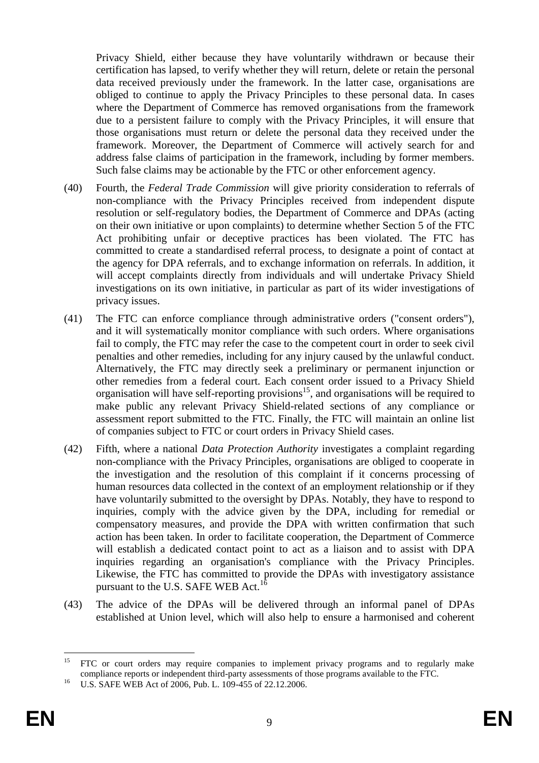Privacy Shield, either because they have voluntarily withdrawn or because their certification has lapsed, to verify whether they will return, delete or retain the personal data received previously under the framework. In the latter case, organisations are obliged to continue to apply the Privacy Principles to these personal data. In cases where the Department of Commerce has removed organisations from the framework due to a persistent failure to comply with the Privacy Principles, it will ensure that those organisations must return or delete the personal data they received under the framework. Moreover, the Department of Commerce will actively search for and address false claims of participation in the framework, including by former members. Such false claims may be actionable by the FTC or other enforcement agency.

(40) Fourth, the *Federal Trade Commission* will give priority consideration to referrals of non-compliance with the Privacy Principles received from independent dispute resolution or self-regulatory bodies, the Department of Commerce and DPAs (acting on their own initiative or upon complaints) to determine whether Section 5 of the FTC Act prohibiting unfair or deceptive practices has been violated. The FTC has committed to create a standardised referral process, to designate a point of contact at the agency for DPA referrals, and to exchange information on referrals. In addition, it will accept complaints directly from individuals and will undertake Privacy Shield investigations on its own initiative, in particular as part of its wider investigations of privacy issues.

(41) The FTC can enforce compliance through administrative orders ("consent orders"), and it will systematically monitor compliance with such orders. Where organisations fail to comply, the FTC may refer the case to the competent court in order to seek civil penalties and other remedies, including for any injury caused by the unlawful conduct. Alternatively, the FTC may directly seek a preliminary or permanent injunction or other remedies from a federal court. Each consent order issued to a Privacy Shield organisation will have self-reporting provisions[15], and organisations will be required to make public any relevant Privacy Shield-related sections of any compliance or assessment report submitted to the FTC. Finally, the FTC will maintain an online list of companies subject to FTC or court orders in Privacy Shield cases.

(42) Fifth, where a national *Data Protection Authority* investigates a complaint regarding non-compliance with the Privacy Principles, organisations are obliged to cooperate in the investigation and the resolution of this complaint if it concerns processing of human resources data collected in the context of an employment relationship or if they have voluntarily submitted to the oversight by DPAs. Notably, they have to respond to inquiries, comply with the advice given by the DPA, including for remedial or compensatory measures, and provide the DPA with written confirmation that such action has been taken. In order to facilitate cooperation, the Department of Commerce will establish a dedicated contact point to act as a liaison and to assist with DPA inquiries regarding an organisation's compliance with the Privacy Principles. Likewise, the FTC has committed to provide the DPAs with investigatory assistance pursuant to the U.S. SAFE WEB Act.[16]

(43) The advice of the DPAs will be delivered through an informal panel of DPAs established at Union level, which will also help to ensure a harmonised and coherent

---

[15] FTC or court orders may require companies to implement privacy programs and to regularly make compliance reports or independent third-party assessments of those programs available to the FTC.

[16] U.S. SAFE WEB Act of 2006, Pub. L. 109-455 of 22.12.2006.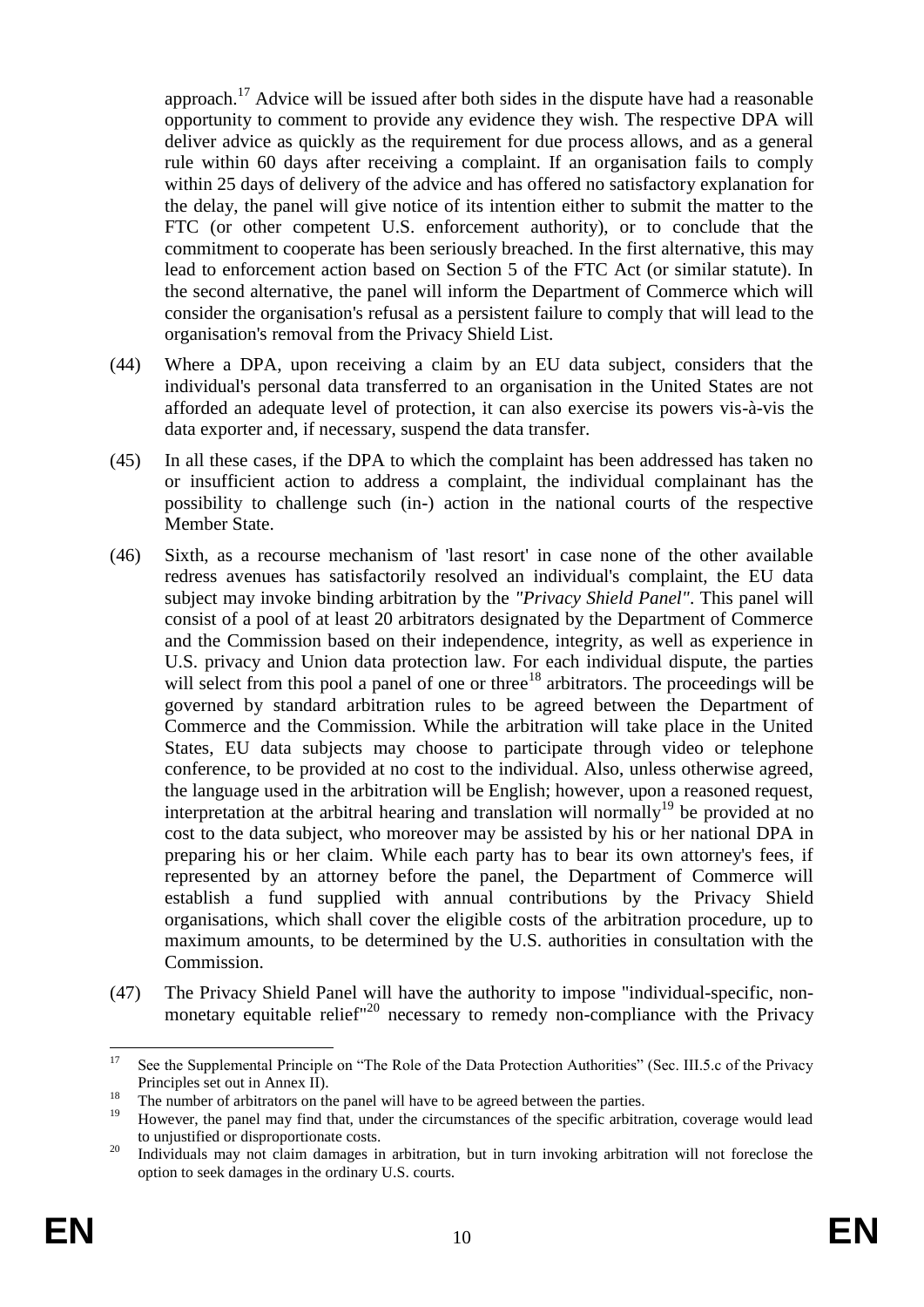approach.[17] Advice will be issued after both sides in the dispute have had a reasonable opportunity to comment to provide any evidence they wish. The respective DPA will deliver advice as quickly as the requirement for due process allows, and as a general rule within 60 days after receiving a complaint. If an organisation fails to comply within 25 days of delivery of the advice and has offered no satisfactory explanation for the delay, the panel will give notice of its intention either to submit the matter to the FTC (or other competent U.S. enforcement authority), or to conclude that the commitment to cooperate has been seriously breached. In the first alternative, this may lead to enforcement action based on Section 5 of the FTC Act (or similar statute). In the second alternative, the panel will inform the Department of Commerce which will consider the organisation's refusal as a persistent failure to comply that will lead to the organisation's removal from the Privacy Shield List.

(44) Where a DPA, upon receiving a claim by an EU data subject, considers that the individual's personal data transferred to an organisation in the United States are not afforded an adequate level of protection, it can also exercise its powers vis-à-vis the data exporter and, if necessary, suspend the data transfer.

(45) In all these cases, if the DPA to which the complaint has been addressed has taken no or insufficient action to address a complaint, the individual complainant has the possibility to challenge such (in-) action in the national courts of the respective Member State.

(46) Sixth, as a recourse mechanism of 'last resort' in case none of the other available redress avenues has satisfactorily resolved an individual's complaint, the EU data subject may invoke binding arbitration by the *"Privacy Shield Panel"*. This panel will consist of a pool of at least 20 arbitrators designated by the Department of Commerce and the Commission based on their independence, integrity, as well as experience in U.S. privacy and Union data protection law. For each individual dispute, the parties will select from this pool a panel of one or three[18] arbitrators. The proceedings will be governed by standard arbitration rules to be agreed between the Department of Commerce and the Commission. While the arbitration will take place in the United States, EU data subjects may choose to participate through video or telephone conference, to be provided at no cost to the individual. Also, unless otherwise agreed, the language used in the arbitration will be English; however, upon a reasoned request, interpretation at the arbitral hearing and translation will normally[19] be provided at no cost to the data subject, who moreover may be assisted by his or her national DPA in preparing his or her claim. While each party has to bear its own attorney's fees, if represented by an attorney before the panel, the Department of Commerce will establish a fund supplied with annual contributions by the Privacy Shield organisations, which shall cover the eligible costs of the arbitration procedure, up to maximum amounts, to be determined by the U.S. authorities in consultation with the Commission.

(47) The Privacy Shield Panel will have the authority to impose "individual-specific, non-monetary equitable relief"[20] necessary to remedy non-compliance with the Privacy

---

[17] See the Supplemental Principle on "The Role of the Data Protection Authorities" (Sec. III.5.c of the Privacy Principles set out in Annex II).

[18] The number of arbitrators on the panel will have to be agreed between the parties.

[19] However, the panel may find that, under the circumstances of the specific arbitration, coverage would lead to unjustified or disproportionate costs.

[20] Individuals may not claim damages in arbitration, but in turn invoking arbitration will not foreclose the option to seek damages in the ordinary U.S. courts.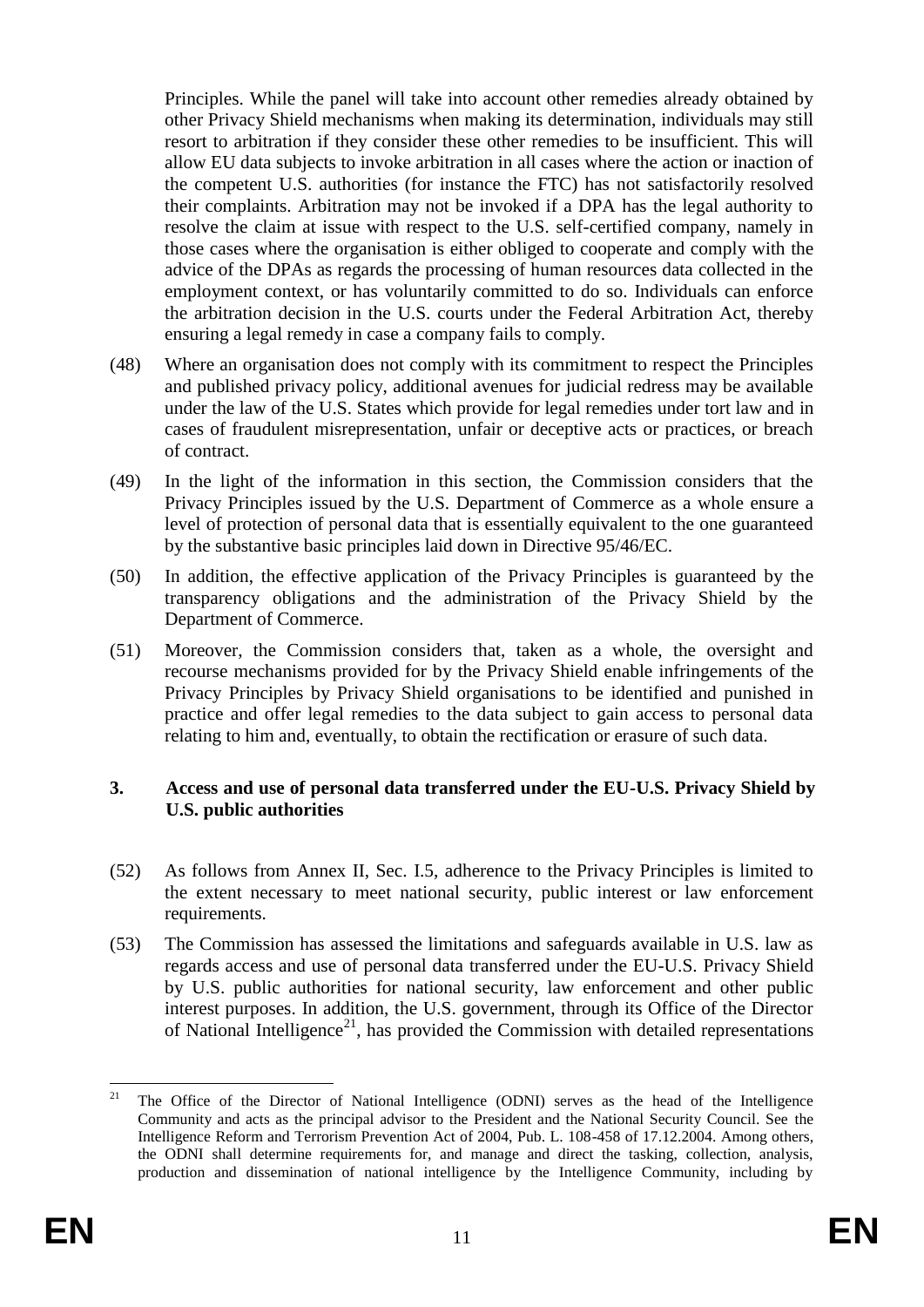Principles. While the panel will take into account other remedies already obtained by other Privacy Shield mechanisms when making its determination, individuals may still resort to arbitration if they consider these other remedies to be insufficient. This will allow EU data subjects to invoke arbitration in all cases where the action or inaction of the competent U.S. authorities (for instance the FTC) has not satisfactorily resolved their complaints. Arbitration may not be invoked if a DPA has the legal authority to resolve the claim at issue with respect to the U.S. self-certified company, namely in those cases where the organisation is either obliged to cooperate and comply with the advice of the DPAs as regards the processing of human resources data collected in the employment context, or has voluntarily committed to do so. Individuals can enforce the arbitration decision in the U.S. courts under the Federal Arbitration Act, thereby ensuring a legal remedy in case a company fails to comply.

(48) Where an organisation does not comply with its commitment to respect the Principles and published privacy policy, additional avenues for judicial redress may be available under the law of the U.S. States which provide for legal remedies under tort law and in cases of fraudulent misrepresentation, unfair or deceptive acts or practices, or breach of contract.

(49) In the light of the information in this section, the Commission considers that the Privacy Principles issued by the U.S. Department of Commerce as a whole ensure a level of protection of personal data that is essentially equivalent to the one guaranteed by the substantive basic principles laid down in Directive 95/46/EC.

(50) In addition, the effective application of the Privacy Principles is guaranteed by the transparency obligations and the administration of the Privacy Shield by the Department of Commerce.

(51) Moreover, the Commission considers that, taken as a whole, the oversight and recourse mechanisms provided for by the Privacy Shield enable infringements of the Privacy Principles by Privacy Shield organisations to be identified and punished in practice and offer legal remedies to the data subject to gain access to personal data relating to him and, eventually, to obtain the rectification or erasure of such data.

## 3. Access and use of personal data transferred under the EU-U.S. Privacy Shield by U.S. public authorities

(52) As follows from Annex II, Sec. I.5, adherence to the Privacy Principles is limited to the extent necessary to meet national security, public interest or law enforcement requirements.

(53) The Commission has assessed the limitations and safeguards available in U.S. law as regards access and use of personal data transferred under the EU-U.S. Privacy Shield by U.S. public authorities for national security, law enforcement and other public interest purposes. In addition, the U.S. government, through its Office of the Director of National Intelligence[21], has provided the Commission with detailed representations

[21] The Office of the Director of National Intelligence (ODNI) serves as the head of the Intelligence Community and acts as the principal advisor to the President and the National Security Council. See the Intelligence Reform and Terrorism Prevention Act of 2004, Pub. L. 108-458 of 17.12.2004. Among others, the ODNI shall determine requirements for, and manage and direct the tasking, collection, analysis, production and dissemination of national intelligence by the Intelligence Community, including by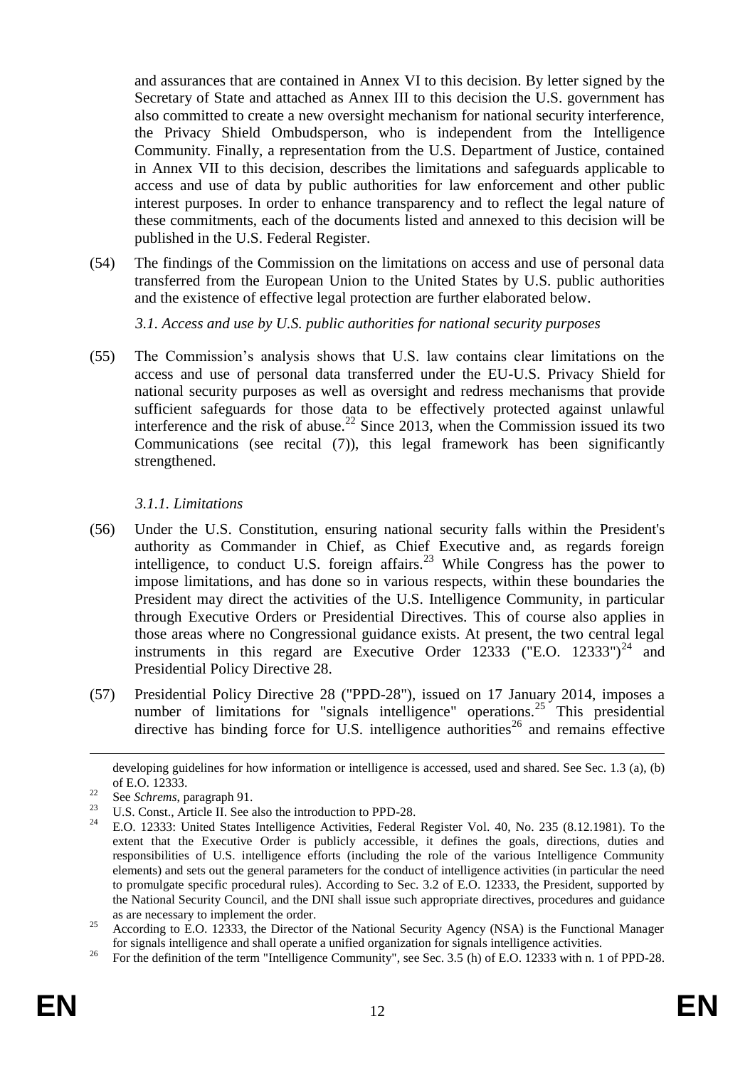and assurances that are contained in Annex VI to this decision. By letter signed by the Secretary of State and attached as Annex III to this decision the U.S. government has also committed to create a new oversight mechanism for national security interference, the Privacy Shield Ombudsperson, who is independent from the Intelligence Community. Finally, a representation from the U.S. Department of Justice, contained in Annex VII to this decision, describes the limitations and safeguards applicable to access and use of data by public authorities for law enforcement and other public interest purposes. In order to enhance transparency and to reflect the legal nature of these commitments, each of the documents listed and annexed to this decision will be published in the U.S. Federal Register.

(54) The findings of the Commission on the limitations on access and use of personal data transferred from the European Union to the United States by U.S. public authorities and the existence of effective legal protection are further elaborated below.

*3.1. Access and use by U.S. public authorities for national security purposes*

(55) The Commission's analysis shows that U.S. law contains clear limitations on the access and use of personal data transferred under the EU-U.S. Privacy Shield for national security purposes as well as oversight and redress mechanisms that provide sufficient safeguards for those data to be effectively protected against unlawful interference and the risk of abuse.[22] Since 2013, when the Commission issued its two Communications (see recital (7)), this legal framework has been significantly strengthened.

*3.1.1. Limitations*

(56) Under the U.S. Constitution, ensuring national security falls within the President's authority as Commander in Chief, as Chief Executive and, as regards foreign intelligence, to conduct U.S. foreign affairs.[23] While Congress has the power to impose limitations, and has done so in various respects, within these boundaries the President may direct the activities of the U.S. Intelligence Community, in particular through Executive Orders or Presidential Directives. This of course also applies in those areas where no Congressional guidance exists. At present, the two central legal instruments in this regard are Executive Order 12333 ("E.O. 12333")[24] and Presidential Policy Directive 28.

(57) Presidential Policy Directive 28 ("PPD-28"), issued on 17 January 2014, imposes a number of limitations for "signals intelligence" operations.[25] This presidential directive has binding force for U.S. intelligence authorities[26] and remains effective

---

developing guidelines for how information or intelligence is accessed, used and shared. See Sec. 1.3 (a), (b) of E.O. 12333.

[22] See *Schrems*, paragraph 91.

[23] U.S. Const., Article II. See also the introduction to PPD-28.

[24] E.O. 12333: United States Intelligence Activities, Federal Register Vol. 40, No. 235 (8.12.1981). To the extent that the Executive Order is publicly accessible, it defines the goals, directions, duties and responsibilities of U.S. intelligence efforts (including the role of the various Intelligence Community elements) and sets out the general parameters for the conduct of intelligence activities (in particular the need to promulgate specific procedural rules). According to Sec. 3.2 of E.O. 12333, the President, supported by the National Security Council, and the DNI shall issue such appropriate directives, procedures and guidance as are necessary to implement the order.

[25] According to E.O. 12333, the Director of the National Security Agency (NSA) is the Functional Manager for signals intelligence and shall operate a unified organization for signals intelligence activities.

[26] For the definition of the term "Intelligence Community", see Sec. 3.5 (h) of E.O. 12333 with n. 1 of PPD-28.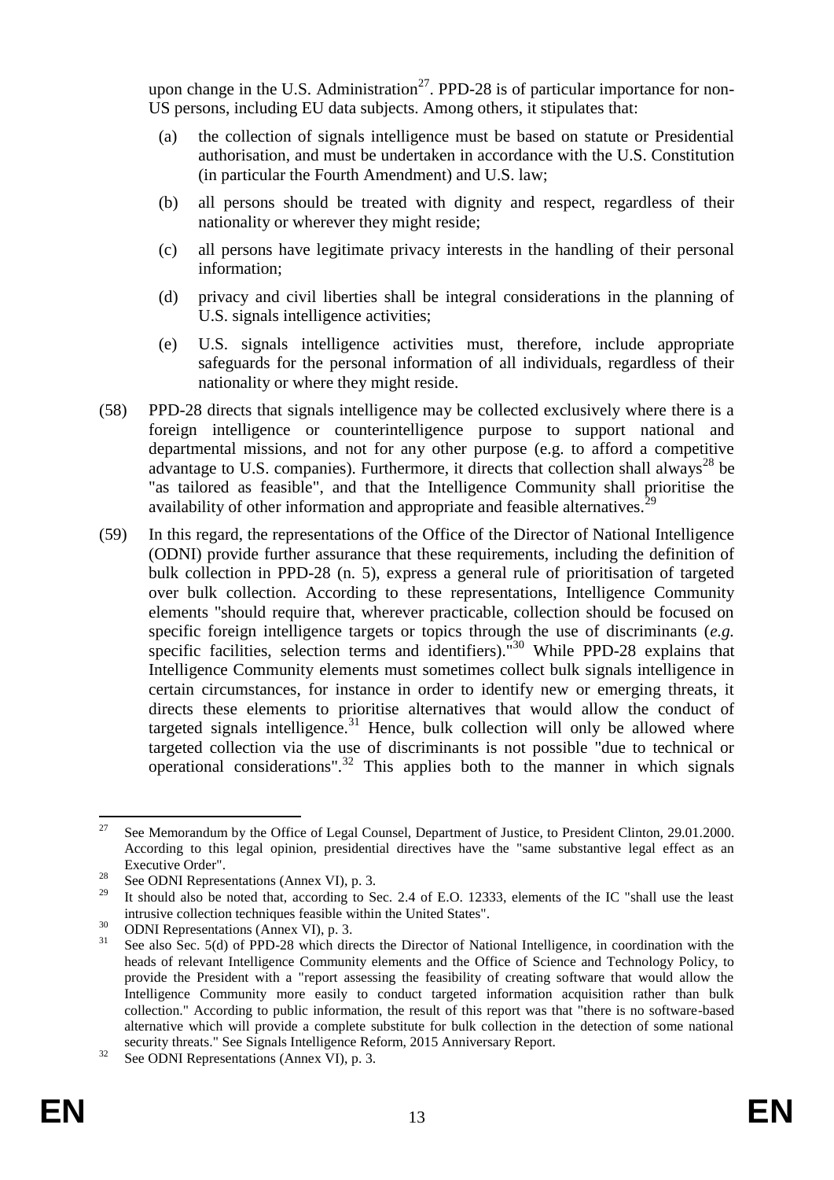upon change in the U.S. Administration[27]. PPD-28 is of particular importance for non-US persons, including EU data subjects. Among others, it stipulates that:

(a) the collection of signals intelligence must be based on statute or Presidential authorisation, and must be undertaken in accordance with the U.S. Constitution (in particular the Fourth Amendment) and U.S. law;

(b) all persons should be treated with dignity and respect, regardless of their nationality or wherever they might reside;

(c) all persons have legitimate privacy interests in the handling of their personal information;

(d) privacy and civil liberties shall be integral considerations in the planning of U.S. signals intelligence activities;

(e) U.S. signals intelligence activities must, therefore, include appropriate safeguards for the personal information of all individuals, regardless of their nationality or where they might reside.

(58) PPD-28 directs that signals intelligence may be collected exclusively where there is a foreign intelligence or counterintelligence purpose to support national and departmental missions, and not for any other purpose (e.g. to afford a competitive advantage to U.S. companies). Furthermore, it directs that collection shall always[28] be "as tailored as feasible", and that the Intelligence Community shall prioritise the availability of other information and appropriate and feasible alternatives.[29]

(59) In this regard, the representations of the Office of the Director of National Intelligence (ODNI) provide further assurance that these requirements, including the definition of bulk collection in PPD-28 (n. 5), express a general rule of prioritisation of targeted over bulk collection. According to these representations, Intelligence Community elements "should require that, wherever practicable, collection should be focused on specific foreign intelligence targets or topics through the use of discriminants (*e.g.* specific facilities, selection terms and identifiers)."[30] While PPD-28 explains that Intelligence Community elements must sometimes collect bulk signals intelligence in certain circumstances, for instance in order to identify new or emerging threats, it directs these elements to prioritise alternatives that would allow the conduct of targeted signals intelligence.[31] Hence, bulk collection will only be allowed where targeted collection via the use of discriminants is not possible "due to technical or operational considerations".[32] This applies both to the manner in which signals

---

[27] See Memorandum by the Office of Legal Counsel, Department of Justice, to President Clinton, 29.01.2000. According to this legal opinion, presidential directives have the "same substantive legal effect as an Executive Order".

[28] See ODNI Representations (Annex VI), p. 3.

[29] It should also be noted that, according to Sec. 2.4 of E.O. 12333, elements of the IC "shall use the least intrusive collection techniques feasible within the United States".

[30] ODNI Representations (Annex VI), p. 3.

[31] See also Sec. 5(d) of PPD-28 which directs the Director of National Intelligence, in coordination with the heads of relevant Intelligence Community elements and the Office of Science and Technology Policy, to provide the President with a "report assessing the feasibility of creating software that would allow the Intelligence Community more easily to conduct targeted information acquisition rather than bulk collection." According to public information, the result of this report was that "there is no software-based alternative which will provide a complete substitute for bulk collection in the detection of some national security threats." See Signals Intelligence Reform, 2015 Anniversary Report.

[32] See ODNI Representations (Annex VI), p. 3.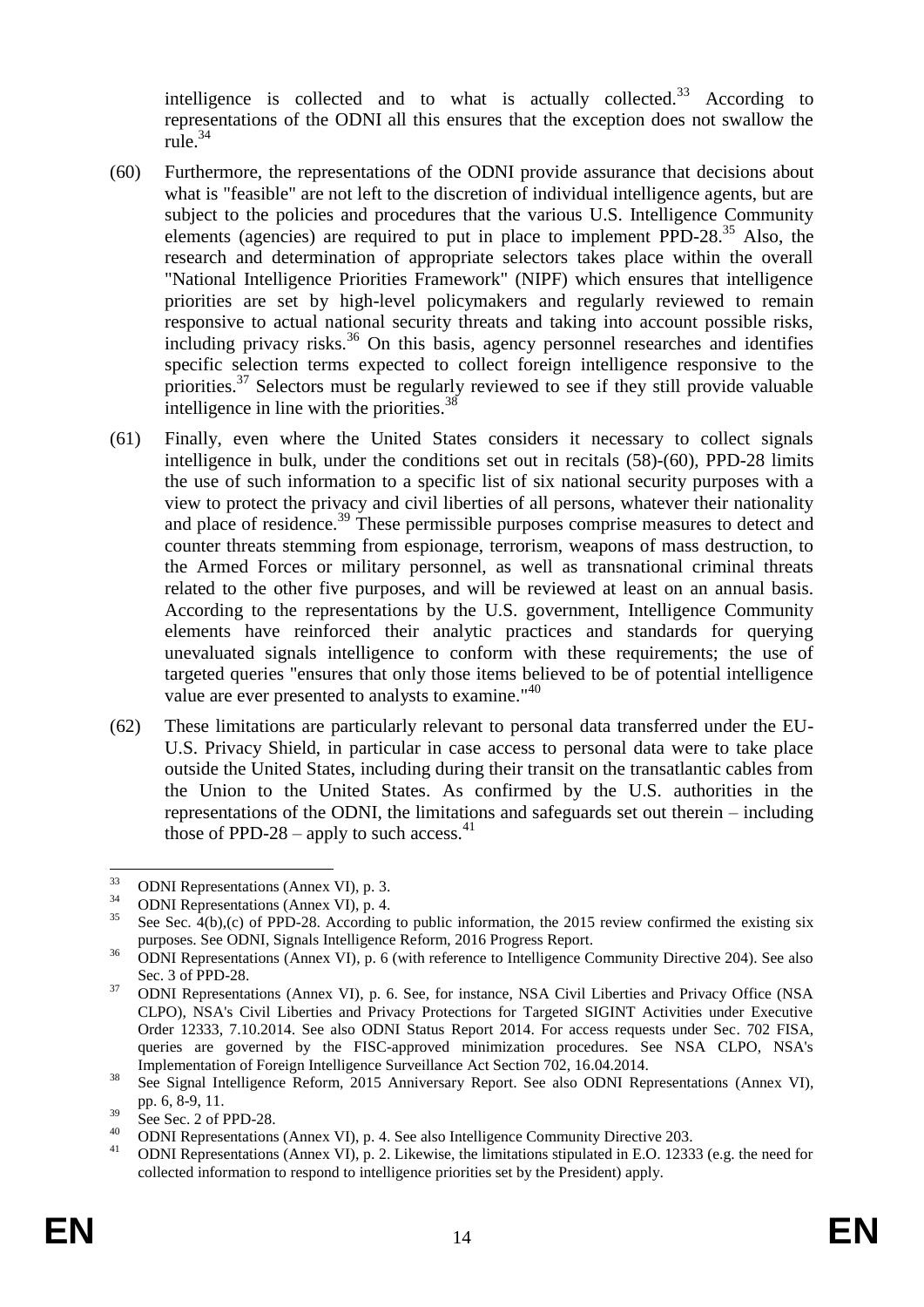intelligence is collected and to what is actually collected.[33] According to representations of the ODNI all this ensures that the exception does not swallow the rule.[34]

(60) Furthermore, the representations of the ODNI provide assurance that decisions about what is "feasible" are not left to the discretion of individual intelligence agents, but are subject to the policies and procedures that the various U.S. Intelligence Community elements (agencies) are required to put in place to implement PPD-28.[35] Also, the research and determination of appropriate selectors takes place within the overall "National Intelligence Priorities Framework" (NIPF) which ensures that intelligence priorities are set by high-level policymakers and regularly reviewed to remain responsive to actual national security threats and taking into account possible risks, including privacy risks.[36] On this basis, agency personnel researches and identifies specific selection terms expected to collect foreign intelligence responsive to the priorities.[37] Selectors must be regularly reviewed to see if they still provide valuable intelligence in line with the priorities.[38]

(61) Finally, even where the United States considers it necessary to collect signals intelligence in bulk, under the conditions set out in recitals (58)-(60), PPD-28 limits the use of such information to a specific list of six national security purposes with a view to protect the privacy and civil liberties of all persons, whatever their nationality and place of residence.[39] These permissible purposes comprise measures to detect and counter threats stemming from espionage, terrorism, weapons of mass destruction, to the Armed Forces or military personnel, as well as transnational criminal threats related to the other five purposes, and will be reviewed at least on an annual basis. According to the representations by the U.S. government, Intelligence Community elements have reinforced their analytic practices and standards for querying unevaluated signals intelligence to conform with these requirements; the use of targeted queries "ensures that only those items believed to be of potential intelligence value are ever presented to analysts to examine."[40]

(62) These limitations are particularly relevant to personal data transferred under the EU-U.S. Privacy Shield, in particular in case access to personal data were to take place outside the United States, including during their transit on the transatlantic cables from the Union to the United States. As confirmed by the U.S. authorities in the representations of the ODNI, the limitations and safeguards set out therein – including those of PPD-28 – apply to such access.[41]

---

[33] ODNI Representations (Annex VI), p. 3.

[34] ODNI Representations (Annex VI), p. 4.

[35] See Sec. 4(b),(c) of PPD-28. According to public information, the 2015 review confirmed the existing six purposes. See ODNI, Signals Intelligence Reform, 2016 Progress Report.

[36] ODNI Representations (Annex VI), p. 6 (with reference to Intelligence Community Directive 204). See also Sec. 3 of PPD-28.

[37] ODNI Representations (Annex VI), p. 6. See, for instance, NSA Civil Liberties and Privacy Office (NSA CLPO), NSA's Civil Liberties and Privacy Protections for Targeted SIGINT Activities under Executive Order 12333, 7.10.2014. See also ODNI Status Report 2014. For access requests under Sec. 702 FISA, queries are governed by the FISC-approved minimization procedures. See NSA CLPO, NSA's Implementation of Foreign Intelligence Surveillance Act Section 702, 16.04.2014.

[38] See Signal Intelligence Reform, 2015 Anniversary Report. See also ODNI Representations (Annex VI), pp. 6, 8-9, 11.

[39] See Sec. 2 of PPD-28.

[40] ODNI Representations (Annex VI), p. 4. See also Intelligence Community Directive 203.

[41] ODNI Representations (Annex VI), p. 2. Likewise, the limitations stipulated in E.O. 12333 (e.g. the need for collected information to respond to intelligence priorities set by the President) apply.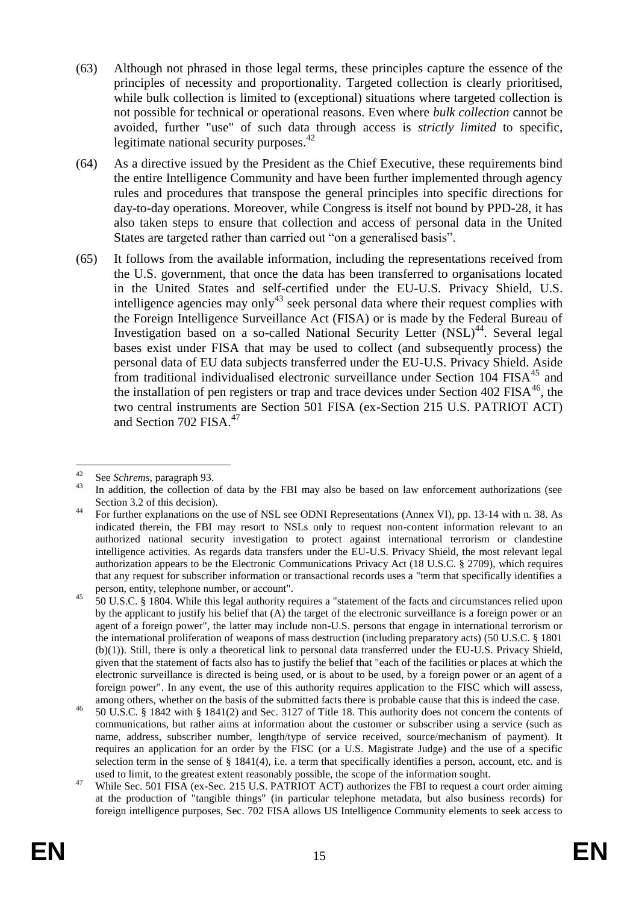(63) Although not phrased in those legal terms, these principles capture the essence of the principles of necessity and proportionality. Targeted collection is clearly prioritised, while bulk collection is limited to (exceptional) situations where targeted collection is not possible for technical or operational reasons. Even where *bulk collection* cannot be avoided, further "use" of such data through access is *strictly limited* to specific, legitimate national security purposes.[42]

(64) As a directive issued by the President as the Chief Executive, these requirements bind the entire Intelligence Community and have been further implemented through agency rules and procedures that transpose the general principles into specific directions for day-to-day operations. Moreover, while Congress is itself not bound by PPD-28, it has also taken steps to ensure that collection and access of personal data in the United States are targeted rather than carried out "on a generalised basis".

(65) It follows from the available information, including the representations received from the U.S. government, that once the data has been transferred to organisations located in the United States and self-certified under the EU-U.S. Privacy Shield, U.S. intelligence agencies may only[43] seek personal data where their request complies with the Foreign Intelligence Surveillance Act (FISA) or is made by the Federal Bureau of Investigation based on a so-called National Security Letter (NSL)[44]. Several legal bases exist under FISA that may be used to collect (and subsequently process) the personal data of EU data subjects transferred under the EU-U.S. Privacy Shield. Aside from traditional individualised electronic surveillance under Section 104 FISA[45] and the installation of pen registers or trap and trace devices under Section 402 FISA[46], the two central instruments are Section 501 FISA (ex-Section 215 U.S. PATRIOT ACT) and Section 702 FISA.[47]

---

[42] See *Schrems*, paragraph 93.

[43] In addition, the collection of data by the FBI may also be based on law enforcement authorizations (see Section 3.2 of this decision).

[44] For further explanations on the use of NSL see ODNI Representations (Annex VI), pp. 13-14 with n. 38. As indicated therein, the FBI may resort to NSLs only to request non-content information relevant to an authorized national security investigation to protect against international terrorism or clandestine intelligence activities. As regards data transfers under the EU-U.S. Privacy Shield, the most relevant legal authorization appears to be the Electronic Communications Privacy Act (18 U.S.C. § 2709), which requires that any request for subscriber information or transactional records uses a "term that specifically identifies a person, entity, telephone number, or account".

[45] 50 U.S.C. § 1804. While this legal authority requires a "statement of the facts and circumstances relied upon by the applicant to justify his belief that (A) the target of the electronic surveillance is a foreign power or an agent of a foreign power", the latter may include non-U.S. persons that engage in international terrorism or the international proliferation of weapons of mass destruction (including preparatory acts) (50 U.S.C. § 1801 (b)(1)). Still, there is only a theoretical link to personal data transferred under the EU-U.S. Privacy Shield, given that the statement of facts also has to justify the belief that "each of the facilities or places at which the electronic surveillance is directed is being used, or is about to be used, by a foreign power or an agent of a foreign power". In any event, the use of this authority requires application to the FISC which will assess, among others, whether on the basis of the submitted facts there is probable cause that this is indeed the case.

[46] 50 U.S.C. § 1842 with § 1841(2) and Sec. 3127 of Title 18. This authority does not concern the contents of communications, but rather aims at information about the customer or subscriber using a service (such as name, address, subscriber number, length/type of service received, source/mechanism of payment). It requires an application for an order by the FISC (or a U.S. Magistrate Judge) and the use of a specific selection term in the sense of § 1841(4), i.e. a term that specifically identifies a person, account, etc. and is used to limit, to the greatest extent reasonably possible, the scope of the information sought.

[47] While Sec. 501 FISA (ex-Sec. 215 U.S. PATRIOT ACT) authorizes the FBI to request a court order aiming at the production of "tangible things" (in particular telephone metadata, but also business records) for foreign intelligence purposes, Sec. 702 FISA allows US Intelligence Community elements to seek access to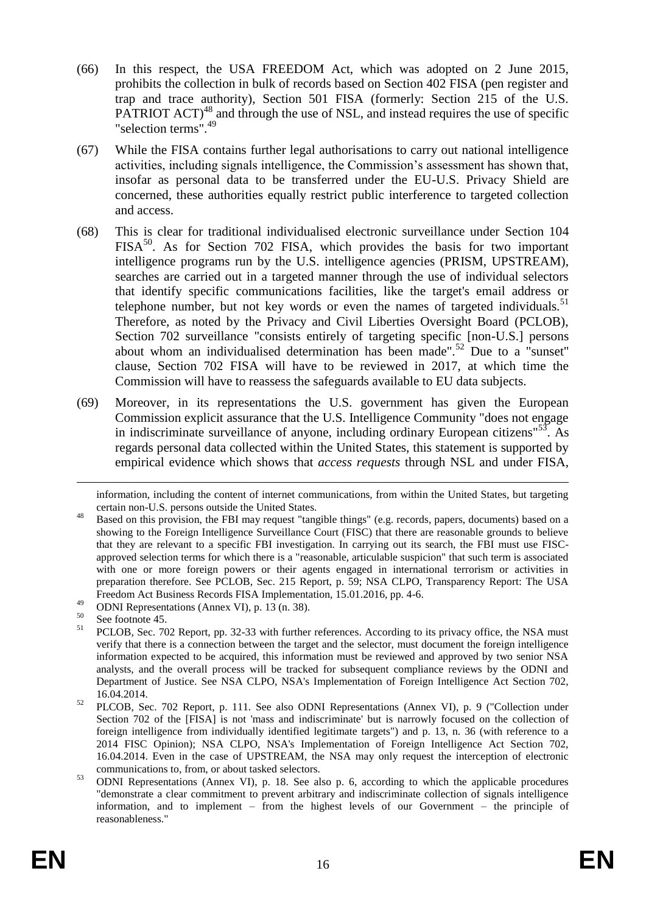(66) In this respect, the USA FREEDOM Act, which was adopted on 2 June 2015, prohibits the collection in bulk of records based on Section 402 FISA (pen register and trap and trace authority), Section 501 FISA (formerly: Section 215 of the U.S. PATRIOT ACT)[48] and through the use of NSL, and instead requires the use of specific "selection terms".[49]

(67) While the FISA contains further legal authorisations to carry out national intelligence activities, including signals intelligence, the Commission's assessment has shown that, insofar as personal data to be transferred under the EU-U.S. Privacy Shield are concerned, these authorities equally restrict public interference to targeted collection and access.

(68) This is clear for traditional individualised electronic surveillance under Section 104 FISA[50]. As for Section 702 FISA, which provides the basis for two important intelligence programs run by the U.S. intelligence agencies (PRISM, UPSTREAM), searches are carried out in a targeted manner through the use of individual selectors that identify specific communications facilities, like the target's email address or telephone number, but not key words or even the names of targeted individuals.[51] Therefore, as noted by the Privacy and Civil Liberties Oversight Board (PCLOB), Section 702 surveillance "consists entirely of targeting specific [non-U.S.] persons about whom an individualised determination has been made".[52] Due to a "sunset" clause, Section 702 FISA will have to be reviewed in 2017, at which time the Commission will have to reassess the safeguards available to EU data subjects.

(69) Moreover, in its representations the U.S. government has given the European Commission explicit assurance that the U.S. Intelligence Community "does not engage in indiscriminate surveillance of anyone, including ordinary European citizens"[53]. As regards personal data collected within the United States, this statement is supported by empirical evidence which shows that *access requests* through NSL and under FISA,

---

information, including the content of internet communications, from within the United States, but targeting certain non-U.S. persons outside the United States.

[48] Based on this provision, the FBI may request "tangible things" (e.g. records, papers, documents) based on a showing to the Foreign Intelligence Surveillance Court (FISC) that there are reasonable grounds to believe that they are relevant to a specific FBI investigation. In carrying out its search, the FBI must use FISC-approved selection terms for which there is a "reasonable, articulable suspicion" that such term is associated with one or more foreign powers or their agents engaged in international terrorism or activities in preparation therefore. See PCLOB, Sec. 215 Report, p. 59; NSA CLPO, Transparency Report: The USA Freedom Act Business Records FISA Implementation, 15.01.2016, pp. 4-6.

[49] ODNI Representations (Annex VI), p. 13 (n. 38).

[50] See footnote 45.

[51] PCLOB, Sec. 702 Report, pp. 32-33 with further references. According to its privacy office, the NSA must verify that there is a connection between the target and the selector, must document the foreign intelligence information expected to be acquired, this information must be reviewed and approved by two senior NSA analysts, and the overall process will be tracked for subsequent compliance reviews by the ODNI and Department of Justice. See NSA CLPO, NSA's Implementation of Foreign Intelligence Act Section 702, 16.04.2014.

[52] PLCOB, Sec. 702 Report, p. 111. See also ODNI Representations (Annex VI), p. 9 ("Collection under Section 702 of the [FISA] is not 'mass and indiscriminate' but is narrowly focused on the collection of foreign intelligence from individually identified legitimate targets") and p. 13, n. 36 (with reference to a 2014 FISC Opinion); NSA CLPO, NSA's Implementation of Foreign Intelligence Act Section 702, 16.04.2014. Even in the case of UPSTREAM, the NSA may only request the interception of electronic communications to, from, or about tasked selectors.

[53] ODNI Representations (Annex VI), p. 18. See also p. 6, according to which the applicable procedures "demonstrate a clear commitment to prevent arbitrary and indiscriminate collection of signals intelligence information, and to implement – from the highest levels of our Government – the principle of reasonableness."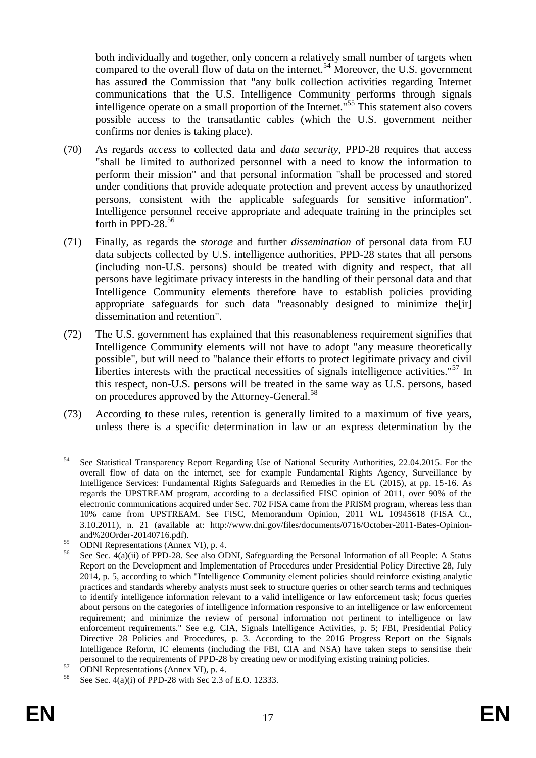both individually and together, only concern a relatively small number of targets when compared to the overall flow of data on the internet.[54] Moreover, the U.S. government has assured the Commission that "any bulk collection activities regarding Internet communications that the U.S. Intelligence Community performs through signals intelligence operate on a small proportion of the Internet."[55] This statement also covers possible access to the transatlantic cables (which the U.S. government neither confirms nor denies is taking place).

(70) As regards *access* to collected data and *data security*, PPD-28 requires that access "shall be limited to authorized personnel with a need to know the information to perform their mission" and that personal information "shall be processed and stored under conditions that provide adequate protection and prevent access by unauthorized persons, consistent with the applicable safeguards for sensitive information". Intelligence personnel receive appropriate and adequate training in the principles set forth in PPD-28.[56]

(71) Finally, as regards the *storage* and further *dissemination* of personal data from EU data subjects collected by U.S. intelligence authorities, PPD-28 states that all persons (including non-U.S. persons) should be treated with dignity and respect, that all persons have legitimate privacy interests in the handling of their personal data and that Intelligence Community elements therefore have to establish policies providing appropriate safeguards for such data "reasonably designed to minimize the[ir] dissemination and retention".

(72) The U.S. government has explained that this reasonableness requirement signifies that Intelligence Community elements will not have to adopt "any measure theoretically possible", but will need to "balance their efforts to protect legitimate privacy and civil liberties interests with the practical necessities of signals intelligence activities."[57] In this respect, non-U.S. persons will be treated in the same way as U.S. persons, based on procedures approved by the Attorney-General.[58]

(73) According to these rules, retention is generally limited to a maximum of five years, unless there is a specific determination in law or an express determination by the

---

[54] See Statistical Transparency Report Regarding Use of National Security Authorities, 22.04.2015. For the overall flow of data on the internet, see for example Fundamental Rights Agency, Surveillance by Intelligence Services: Fundamental Rights Safeguards and Remedies in the EU (2015), at pp. 15-16. As regards the UPSTREAM program, according to a declassified FISC opinion of 2011, over 90% of the electronic communications acquired under Sec. 702 FISA came from the PRISM program, whereas less than 10% came from UPSTREAM. See FISC, Memorandum Opinion, 2011 WL 10945618 (FISA Ct., 3.10.2011), n. 21 (available at: http://www.dni.gov/files/documents/0716/October-2011-Bates-Opinion-and%20Order-20140716.pdf).

[55] ODNI Representations (Annex VI), p. 4.

[56] See Sec. 4(a)(ii) of PPD-28. See also ODNI, Safeguarding the Personal Information of all People: A Status Report on the Development and Implementation of Procedures under Presidential Policy Directive 28, July 2014, p. 5, according to which "Intelligence Community element policies should reinforce existing analytic practices and standards whereby analysts must seek to structure queries or other search terms and techniques to identify intelligence information relevant to a valid intelligence or law enforcement task; focus queries about persons on the categories of intelligence information responsive to an intelligence or law enforcement requirement; and minimize the review of personal information not pertinent to intelligence or law enforcement requirements." See e.g. CIA, Signals Intelligence Activities, p. 5; FBI, Presidential Policy Directive 28 Policies and Procedures, p. 3. According to the 2016 Progress Report on the Signals Intelligence Reform, IC elements (including the FBI, CIA and NSA) have taken steps to sensitise their personnel to the requirements of PPD-28 by creating new or modifying existing training policies.

[57] ODNI Representations (Annex VI), p. 4.

[58] See Sec. 4(a)(i) of PPD-28 with Sec 2.3 of E.O. 12333.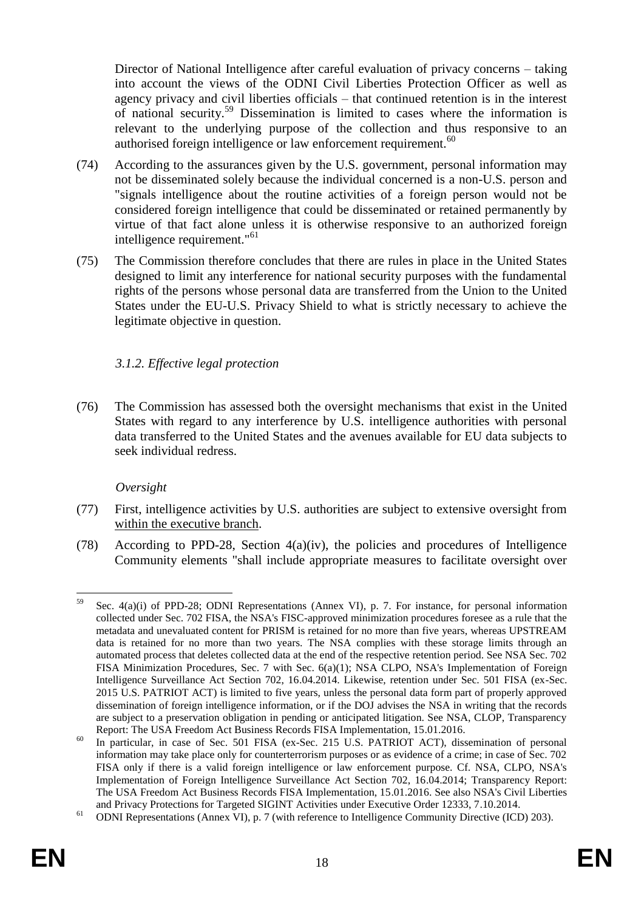Director of National Intelligence after careful evaluation of privacy concerns – taking into account the views of the ODNI Civil Liberties Protection Officer as well as agency privacy and civil liberties officials – that continued retention is in the interest of national security.[59] Dissemination is limited to cases where the information is relevant to the underlying purpose of the collection and thus responsive to an authorised foreign intelligence or law enforcement requirement.[60]

(74) According to the assurances given by the U.S. government, personal information may not be disseminated solely because the individual concerned is a non-U.S. person and "signals intelligence about the routine activities of a foreign person would not be considered foreign intelligence that could be disseminated or retained permanently by virtue of that fact alone unless it is otherwise responsive to an authorized foreign intelligence requirement."[61]

(75) The Commission therefore concludes that there are rules in place in the United States designed to limit any interference for national security purposes with the fundamental rights of the persons whose personal data are transferred from the Union to the United States under the EU-U.S. Privacy Shield to what is strictly necessary to achieve the legitimate objective in question.

### *3.1.2. Effective legal protection*

(76) The Commission has assessed both the oversight mechanisms that exist in the United States with regard to any interference by U.S. intelligence authorities with personal data transferred to the United States and the avenues available for EU data subjects to seek individual redress.

*Oversight*

(77) First, intelligence activities by U.S. authorities are subject to extensive oversight from within the executive branch.

(78) According to PPD-28, Section 4(a)(iv), the policies and procedures of Intelligence Community elements "shall include appropriate measures to facilitate oversight over

---

[59] Sec. 4(a)(i) of PPD-28; ODNI Representations (Annex VI), p. 7. For instance, for personal information collected under Sec. 702 FISA, the NSA's FISC-approved minimization procedures foresee as a rule that the metadata and unevaluated content for PRISM is retained for no more than five years, whereas UPSTREAM data is retained for no more than two years. The NSA complies with these storage limits through an automated process that deletes collected data at the end of the respective retention period. See NSA Sec. 702 FISA Minimization Procedures, Sec. 7 with Sec. 6(a)(1); NSA CLPO, NSA's Implementation of Foreign Intelligence Surveillance Act Section 702, 16.04.2014. Likewise, retention under Sec. 501 FISA (ex-Sec. 2015 U.S. PATRIOT ACT) is limited to five years, unless the personal data form part of properly approved dissemination of foreign intelligence information, or if the DOJ advises the NSA in writing that the records are subject to a preservation obligation in pending or anticipated litigation. See NSA, CLOP, Transparency Report: The USA Freedom Act Business Records FISA Implementation, 15.01.2016.

[60] In particular, in case of Sec. 501 FISA (ex-Sec. 215 U.S. PATRIOT ACT), dissemination of personal information may take place only for counterterrorism purposes or as evidence of a crime; in case of Sec. 702 FISA only if there is a valid foreign intelligence or law enforcement purpose. Cf. NSA, CLPO, NSA's Implementation of Foreign Intelligence Surveillance Act Section 702, 16.04.2014; Transparency Report: The USA Freedom Act Business Records FISA Implementation, 15.01.2016. See also NSA's Civil Liberties and Privacy Protections for Targeted SIGINT Activities under Executive Order 12333, 7.10.2014.

[61] ODNI Representations (Annex VI), p. 7 (with reference to Intelligence Community Directive (ICD) 203).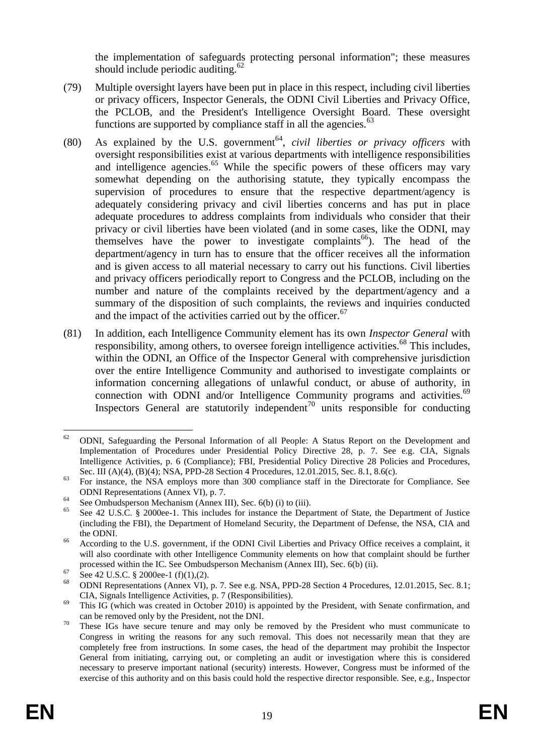the implementation of safeguards protecting personal information"; these measures should include periodic auditing.[62]

(79) Multiple oversight layers have been put in place in this respect, including civil liberties or privacy officers, Inspector Generals, the ODNI Civil Liberties and Privacy Office, the PCLOB, and the President's Intelligence Oversight Board. These oversight functions are supported by compliance staff in all the agencies.[63]

(80) As explained by the U.S. government[64], *civil liberties or privacy officers* with oversight responsibilities exist at various departments with intelligence responsibilities and intelligence agencies.[65] While the specific powers of these officers may vary somewhat depending on the authorising statute, they typically encompass the supervision of procedures to ensure that the respective department/agency is adequately considering privacy and civil liberties concerns and has put in place adequate procedures to address complaints from individuals who consider that their privacy or civil liberties have been violated (and in some cases, like the ODNI, may themselves have the power to investigate complaints[66]). The head of the department/agency in turn has to ensure that the officer receives all the information and is given access to all material necessary to carry out his functions. Civil liberties and privacy officers periodically report to Congress and the PCLOB, including on the number and nature of the complaints received by the department/agency and a summary of the disposition of such complaints, the reviews and inquiries conducted and the impact of the activities carried out by the officer.[67]

(81) In addition, each Intelligence Community element has its own *Inspector General* with responsibility, among others, to oversee foreign intelligence activities.[68] This includes, within the ODNI, an Office of the Inspector General with comprehensive jurisdiction over the entire Intelligence Community and authorised to investigate complaints or information concerning allegations of unlawful conduct, or abuse of authority, in connection with ODNI and/or Intelligence Community programs and activities.[69] Inspectors General are statutorily independent[70] units responsible for conducting

---

[62] ODNI, Safeguarding the Personal Information of all People: A Status Report on the Development and Implementation of Procedures under Presidential Policy Directive 28, p. 7. See e.g. CIA, Signals Intelligence Activities, p. 6 (Compliance); FBI, Presidential Policy Directive 28 Policies and Procedures, Sec. III (A)(4), (B)(4); NSA, PPD-28 Section 4 Procedures, 12.01.2015, Sec. 8.1, 8.6(c).

[63] For instance, the NSA employs more than 300 compliance staff in the Directorate for Compliance. See ODNI Representations (Annex VI), p. 7.

[64] See Ombudsperson Mechanism (Annex III), Sec. 6(b) (i) to (iii).

[65] See 42 U.S.C. § 2000ee-1. This includes for instance the Department of State, the Department of Justice (including the FBI), the Department of Homeland Security, the Department of Defense, the NSA, CIA and the ODNI.

[66] According to the U.S. government, if the ODNI Civil Liberties and Privacy Office receives a complaint, it will also coordinate with other Intelligence Community elements on how that complaint should be further processed within the IC. See Ombudsperson Mechanism (Annex III), Sec. 6(b) (ii).

[67] See 42 U.S.C. § 2000ee-1 (f)(1),(2).

[68] ODNI Representations (Annex VI), p. 7. See e.g. NSA, PPD-28 Section 4 Procedures, 12.01.2015, Sec. 8.1; CIA, Signals Intelligence Activities, p. 7 (Responsibilities).

[69] This IG (which was created in October 2010) is appointed by the President, with Senate confirmation, and can be removed only by the President, not the DNI.

[70] These IGs have secure tenure and may only be removed by the President who must communicate to Congress in writing the reasons for any such removal. This does not necessarily mean that they are completely free from instructions. In some cases, the head of the department may prohibit the Inspector General from initiating, carrying out, or completing an audit or investigation where this is considered necessary to preserve important national (security) interests. However, Congress must be informed of the exercise of this authority and on this basis could hold the respective director responsible. See, e.g., Inspector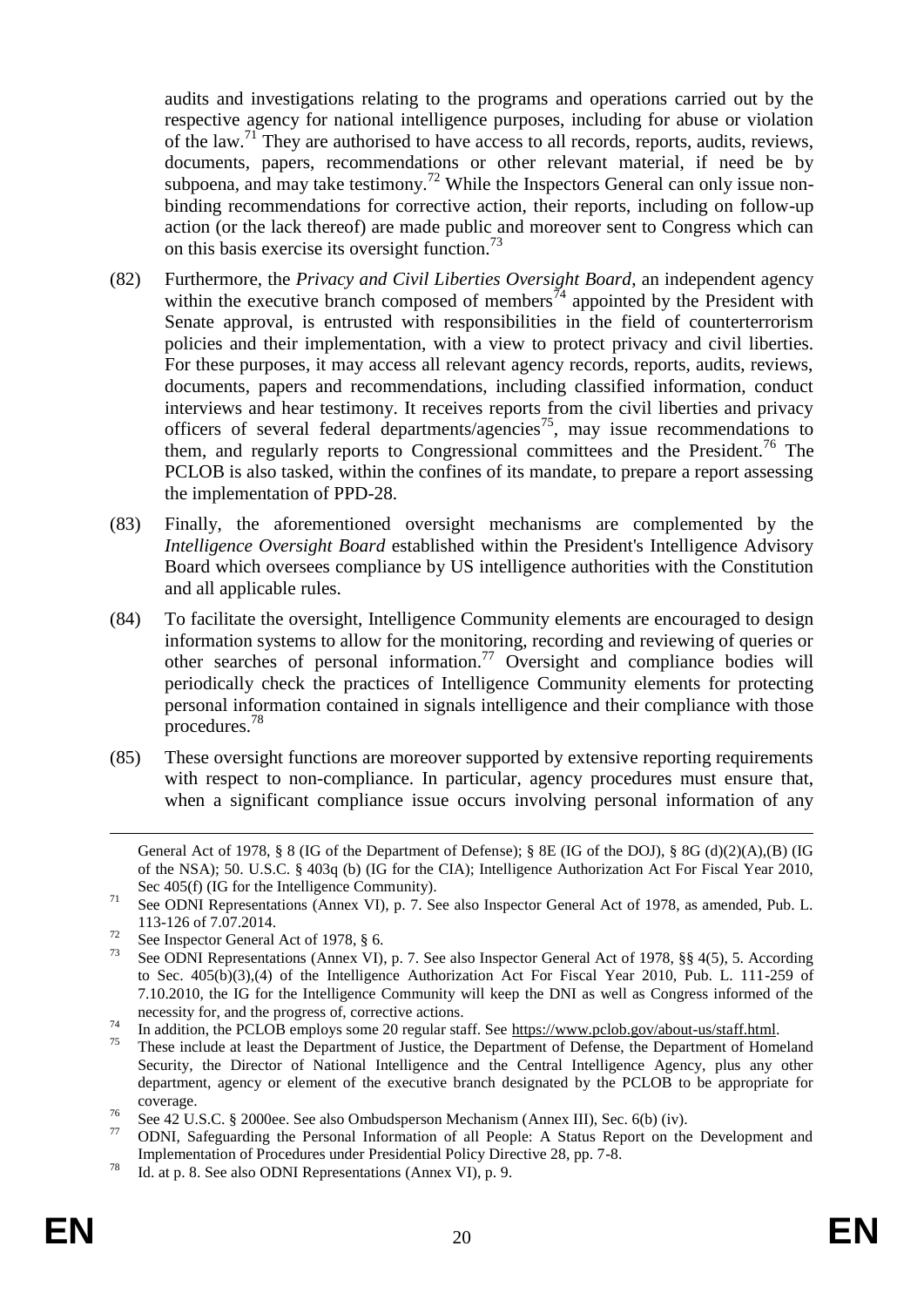audits and investigations relating to the programs and operations carried out by the respective agency for national intelligence purposes, including for abuse or violation of the law.[71] They are authorised to have access to all records, reports, audits, reviews, documents, papers, recommendations or other relevant material, if need be by subpoena, and may take testimony.[72] While the Inspectors General can only issue non-binding recommendations for corrective action, their reports, including on follow-up action (or the lack thereof) are made public and moreover sent to Congress which can on this basis exercise its oversight function.[73]

(82) Furthermore, the *Privacy and Civil Liberties Oversight Board*, an independent agency within the executive branch composed of members[74] appointed by the President with Senate approval, is entrusted with responsibilities in the field of counterterrorism policies and their implementation, with a view to protect privacy and civil liberties. For these purposes, it may access all relevant agency records, reports, audits, reviews, documents, papers and recommendations, including classified information, conduct interviews and hear testimony. It receives reports from the civil liberties and privacy officers of several federal departments/agencies[75], may issue recommendations to them, and regularly reports to Congressional committees and the President.[76] The PCLOB is also tasked, within the confines of its mandate, to prepare a report assessing the implementation of PPD-28.

(83) Finally, the aforementioned oversight mechanisms are complemented by the *Intelligence Oversight Board* established within the President's Intelligence Advisory Board which oversees compliance by US intelligence authorities with the Constitution and all applicable rules.

(84) To facilitate the oversight, Intelligence Community elements are encouraged to design information systems to allow for the monitoring, recording and reviewing of queries or other searches of personal information.[77] Oversight and compliance bodies will periodically check the practices of Intelligence Community elements for protecting personal information contained in signals intelligence and their compliance with those procedures.[78]

(85) These oversight functions are moreover supported by extensive reporting requirements with respect to non-compliance. In particular, agency procedures must ensure that, when a significant compliance issue occurs involving personal information of any

---

General Act of 1978, § 8 (IG of the Department of Defense); § 8E (IG of the DOJ), § 8G (d)(2)(A),(B) (IG of the NSA); 50. U.S.C. § 403q (b) (IG for the CIA); Intelligence Authorization Act For Fiscal Year 2010, Sec 405(f) (IG for the Intelligence Community).

[71] See ODNI Representations (Annex VI), p. 7. See also Inspector General Act of 1978, as amended, Pub. L. 113-126 of 7.07.2014.

[72] See Inspector General Act of 1978, § 6.

[73] See ODNI Representations (Annex VI), p. 7. See also Inspector General Act of 1978, §§ 4(5), 5. According to Sec. 405(b)(3),(4) of the Intelligence Authorization Act For Fiscal Year 2010, Pub. L. 111-259 of 7.10.2010, the IG for the Intelligence Community will keep the DNI as well as Congress informed of the necessity for, and the progress of, corrective actions.

[74] In addition, the PCLOB employs some 20 regular staff. See https://www.pclob.gov/about-us/staff.html.

[75] These include at least the Department of Justice, the Department of Defense, the Department of Homeland Security, the Director of National Intelligence and the Central Intelligence Agency, plus any other department, agency or element of the executive branch designated by the PCLOB to be appropriate for coverage.

[76] See 42 U.S.C. § 2000ee. See also Ombudsperson Mechanism (Annex III), Sec. 6(b) (iv).

[77] ODNI, Safeguarding the Personal Information of all People: A Status Report on the Development and Implementation of Procedures under Presidential Policy Directive 28, pp. 7-8.

[78] Id. at p. 8. See also ODNI Representations (Annex VI), p. 9.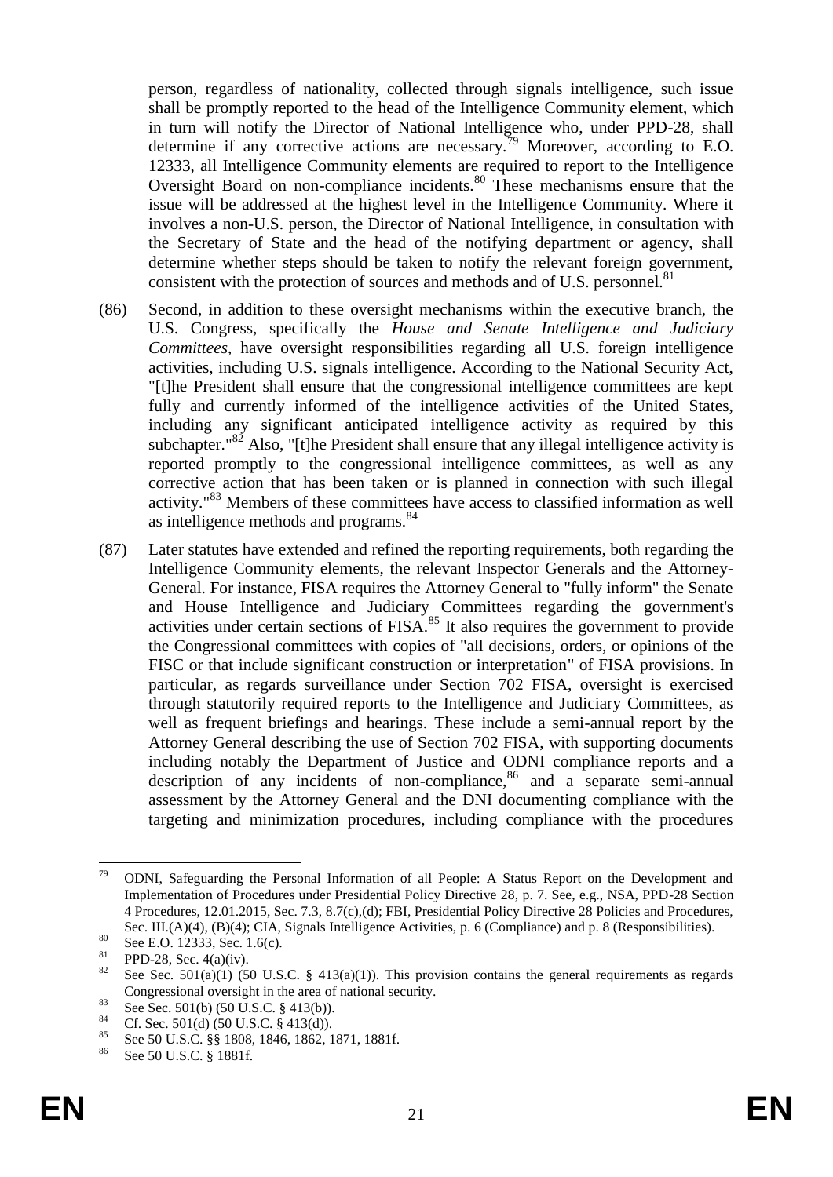person, regardless of nationality, collected through signals intelligence, such issue shall be promptly reported to the head of the Intelligence Community element, which in turn will notify the Director of National Intelligence who, under PPD-28, shall determine if any corrective actions are necessary.[79] Moreover, according to E.O. 12333, all Intelligence Community elements are required to report to the Intelligence Oversight Board on non-compliance incidents.[80] These mechanisms ensure that the issue will be addressed at the highest level in the Intelligence Community. Where it involves a non-U.S. person, the Director of National Intelligence, in consultation with the Secretary of State and the head of the notifying department or agency, shall determine whether steps should be taken to notify the relevant foreign government, consistent with the protection of sources and methods and of U.S. personnel.[81]

(86) Second, in addition to these oversight mechanisms within the executive branch, the U.S. Congress, specifically the *House and Senate Intelligence and Judiciary Committees*, have oversight responsibilities regarding all U.S. foreign intelligence activities, including U.S. signals intelligence. According to the National Security Act, "[t]he President shall ensure that the congressional intelligence committees are kept fully and currently informed of the intelligence activities of the United States, including any significant anticipated intelligence activity as required by this subchapter."[82] Also, "[t]he President shall ensure that any illegal intelligence activity is reported promptly to the congressional intelligence committees, as well as any corrective action that has been taken or is planned in connection with such illegal activity."[83] Members of these committees have access to classified information as well as intelligence methods and programs.[84]

(87) Later statutes have extended and refined the reporting requirements, both regarding the Intelligence Community elements, the relevant Inspector Generals and the Attorney-General. For instance, FISA requires the Attorney General to "fully inform" the Senate and House Intelligence and Judiciary Committees regarding the government's activities under certain sections of FISA.[85] It also requires the government to provide the Congressional committees with copies of "all decisions, orders, or opinions of the FISC or that include significant construction or interpretation" of FISA provisions. In particular, as regards surveillance under Section 702 FISA, oversight is exercised through statutorily required reports to the Intelligence and Judiciary Committees, as well as frequent briefings and hearings. These include a semi-annual report by the Attorney General describing the use of Section 702 FISA, with supporting documents including notably the Department of Justice and ODNI compliance reports and a description of any incidents of non-compliance,[86] and a separate semi-annual assessment by the Attorney General and the DNI documenting compliance with the targeting and minimization procedures, including compliance with the procedures

---

[79] ODNI, Safeguarding the Personal Information of all People: A Status Report on the Development and Implementation of Procedures under Presidential Policy Directive 28, p. 7. See, e.g., NSA, PPD-28 Section 4 Procedures, 12.01.2015, Sec. 7.3, 8.7(c),(d); FBI, Presidential Policy Directive 28 Policies and Procedures, Sec. III.(A)(4), (B)(4); CIA, Signals Intelligence Activities, p. 6 (Compliance) and p. 8 (Responsibilities).

[80] See E.O. 12333, Sec. 1.6(c).

[81] PPD-28, Sec. 4(a)(iv).

[82] See Sec. 501(a)(1) (50 U.S.C. § 413(a)(1)). This provision contains the general requirements as regards Congressional oversight in the area of national security.

[83] See Sec. 501(b) (50 U.S.C. § 413(b)).

[84] Cf. Sec. 501(d) (50 U.S.C. § 413(d)).

[85] See 50 U.S.C. §§ 1808, 1846, 1862, 1871, 1881f.

[86] See 50 U.S.C. § 1881f.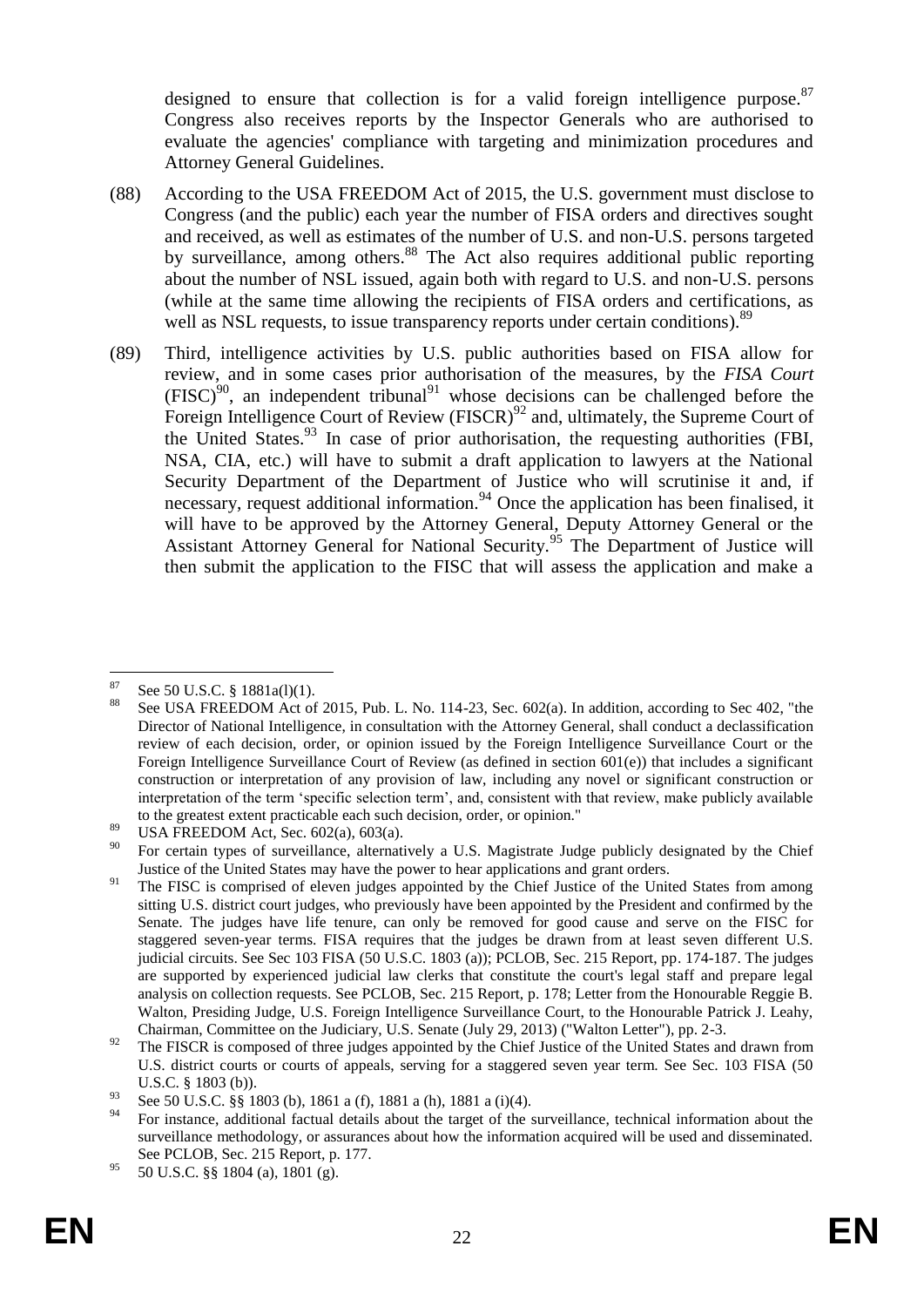designed to ensure that collection is for a valid foreign intelligence purpose.[87] Congress also receives reports by the Inspector Generals who are authorised to evaluate the agencies' compliance with targeting and minimization procedures and Attorney General Guidelines.

(88) According to the USA FREEDOM Act of 2015, the U.S. government must disclose to Congress (and the public) each year the number of FISA orders and directives sought and received, as well as estimates of the number of U.S. and non-U.S. persons targeted by surveillance, among others.[88] The Act also requires additional public reporting about the number of NSL issued, again both with regard to U.S. and non-U.S. persons (while at the same time allowing the recipients of FISA orders and certifications, as well as NSL requests, to issue transparency reports under certain conditions).[89]

(89) Third, intelligence activities by U.S. public authorities based on FISA allow for review, and in some cases prior authorisation of the measures, by the *FISA Court* (FISC)[90], an independent tribunal[91] whose decisions can be challenged before the Foreign Intelligence Court of Review (FISCR)[92] and, ultimately, the Supreme Court of the United States.[93] In case of prior authorisation, the requesting authorities (FBI, NSA, CIA, etc.) will have to submit a draft application to lawyers at the National Security Department of the Department of Justice who will scrutinise it and, if necessary, request additional information.[94] Once the application has been finalised, it will have to be approved by the Attorney General, Deputy Attorney General or the Assistant Attorney General for National Security.[95] The Department of Justice will then submit the application to the FISC that will assess the application and make a

---

[87] See 50 U.S.C. § 1881a(l)(1).

[88] See USA FREEDOM Act of 2015, Pub. L. No. 114-23, Sec. 602(a). In addition, according to Sec 402, "the Director of National Intelligence, in consultation with the Attorney General, shall conduct a declassification review of each decision, order, or opinion issued by the Foreign Intelligence Surveillance Court or the Foreign Intelligence Surveillance Court of Review (as defined in section 601(e)) that includes a significant construction or interpretation of any provision of law, including any novel or significant construction or interpretation of the term 'specific selection term', and, consistent with that review, make publicly available to the greatest extent practicable each such decision, order, or opinion."

[89] USA FREEDOM Act, Sec. 602(a), 603(a).

[90] For certain types of surveillance, alternatively a U.S. Magistrate Judge publicly designated by the Chief Justice of the United States may have the power to hear applications and grant orders.

[91] The FISC is comprised of eleven judges appointed by the Chief Justice of the United States from among sitting U.S. district court judges, who previously have been appointed by the President and confirmed by the Senate. The judges have life tenure, can only be removed for good cause and serve on the FISC for staggered seven-year terms. FISA requires that the judges be drawn from at least seven different U.S. judicial circuits. See Sec 103 FISA (50 U.S.C. 1803 (a)); PCLOB, Sec. 215 Report, pp. 174-187. The judges are supported by experienced judicial law clerks that constitute the court's legal staff and prepare legal analysis on collection requests. See PCLOB, Sec. 215 Report, p. 178; Letter from the Honourable Reggie B. Walton, Presiding Judge, U.S. Foreign Intelligence Surveillance Court, to the Honourable Patrick J. Leahy, Chairman, Committee on the Judiciary, U.S. Senate (July 29, 2013) ("Walton Letter"), pp. 2-3.

[92] The FISCR is composed of three judges appointed by the Chief Justice of the United States and drawn from U.S. district courts or courts of appeals, serving for a staggered seven year term. See Sec. 103 FISA (50 U.S.C. § 1803 (b)).

[93] See 50 U.S.C. §§ 1803 (b), 1861 a (f), 1881 a (h), 1881 a (i)(4).

[94] For instance, additional factual details about the target of the surveillance, technical information about the surveillance methodology, or assurances about how the information acquired will be used and disseminated. See PCLOB, Sec. 215 Report, p. 177.

[95] 50 U.S.C. §§ 1804 (a), 1801 (g).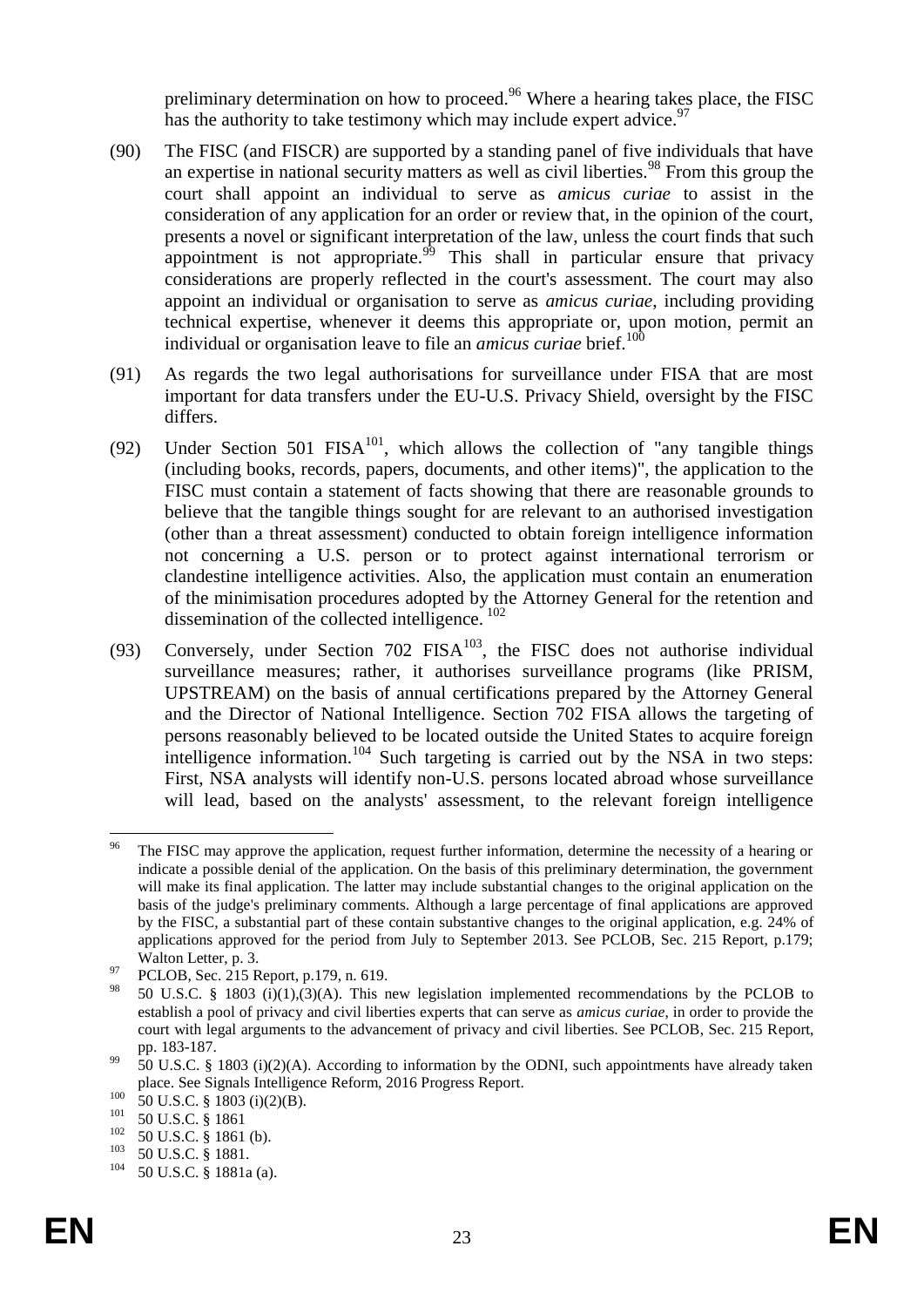preliminary determination on how to proceed.[96] Where a hearing takes place, the FISC has the authority to take testimony which may include expert advice.[97]

(90) The FISC (and FISCR) are supported by a standing panel of five individuals that have an expertise in national security matters as well as civil liberties.[98] From this group the court shall appoint an individual to serve as *amicus curiae* to assist in the consideration of any application for an order or review that, in the opinion of the court, presents a novel or significant interpretation of the law, unless the court finds that such appointment is not appropriate.[99] This shall in particular ensure that privacy considerations are properly reflected in the court's assessment. The court may also appoint an individual or organisation to serve as *amicus curiae*, including providing technical expertise, whenever it deems this appropriate or, upon motion, permit an individual or organisation leave to file an *amicus curiae* brief.[100]

(91) As regards the two legal authorisations for surveillance under FISA that are most important for data transfers under the EU-U.S. Privacy Shield, oversight by the FISC differs.

(92) Under Section 501 FISA[101], which allows the collection of "any tangible things (including books, records, papers, documents, and other items)", the application to the FISC must contain a statement of facts showing that there are reasonable grounds to believe that the tangible things sought for are relevant to an authorised investigation (other than a threat assessment) conducted to obtain foreign intelligence information not concerning a U.S. person or to protect against international terrorism or clandestine intelligence activities. Also, the application must contain an enumeration of the minimisation procedures adopted by the Attorney General for the retention and dissemination of the collected intelligence.[102]

(93) Conversely, under Section 702 FISA[103], the FISC does not authorise individual surveillance measures; rather, it authorises surveillance programs (like PRISM, UPSTREAM) on the basis of annual certifications prepared by the Attorney General and the Director of National Intelligence. Section 702 FISA allows the targeting of persons reasonably believed to be located outside the United States to acquire foreign intelligence information.[104] Such targeting is carried out by the NSA in two steps: First, NSA analysts will identify non-U.S. persons located abroad whose surveillance will lead, based on the analysts' assessment, to the relevant foreign intelligence

---

[96] The FISC may approve the application, request further information, determine the necessity of a hearing or indicate a possible denial of the application. On the basis of this preliminary determination, the government will make its final application. The latter may include substantial changes to the original application on the basis of the judge's preliminary comments. Although a large percentage of final applications are approved by the FISC, a substantial part of these contain substantive changes to the original application, e.g. 24% of applications approved for the period from July to September 2013. See PCLOB, Sec. 215 Report, p.179; Walton Letter, p. 3.

[97] PCLOB, Sec. 215 Report, p.179, n. 619.

[98] 50 U.S.C. § 1803 (i)(1),(3)(A). This new legislation implemented recommendations by the PCLOB to establish a pool of privacy and civil liberties experts that can serve as *amicus curiae*, in order to provide the court with legal arguments to the advancement of privacy and civil liberties. See PCLOB, Sec. 215 Report, pp. 183-187.

[99] 50 U.S.C. § 1803 (i)(2)(A). According to information by the ODNI, such appointments have already taken place. See Signals Intelligence Reform, 2016 Progress Report.

[100] 50 U.S.C. § 1803 (i)(2)(B).

[101] 50 U.S.C. § 1861

[102] 50 U.S.C. § 1861 (b).

[103] 50 U.S.C. § 1881.

[104] 50 U.S.C. § 1881a (a).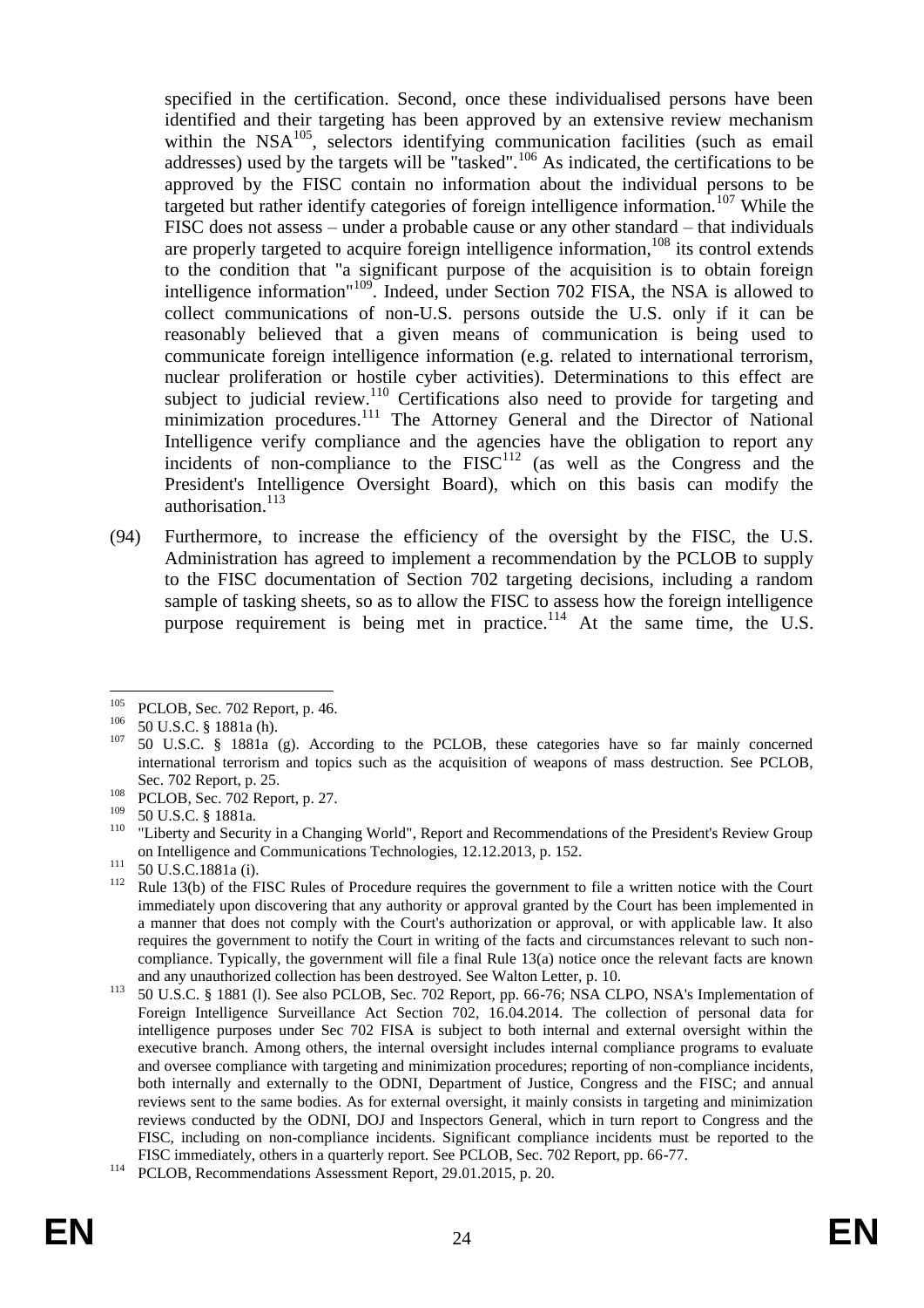specified in the certification. Second, once these individualised persons have been identified and their targeting has been approved by an extensive review mechanism within the NSA[105], selectors identifying communication facilities (such as email addresses) used by the targets will be "tasked".[106] As indicated, the certifications to be approved by the FISC contain no information about the individual persons to be targeted but rather identify categories of foreign intelligence information.[107] While the FISC does not assess – under a probable cause or any other standard – that individuals are properly targeted to acquire foreign intelligence information,[108] its control extends to the condition that "a significant purpose of the acquisition is to obtain foreign intelligence information"[109]. Indeed, under Section 702 FISA, the NSA is allowed to collect communications of non-U.S. persons outside the U.S. only if it can be reasonably believed that a given means of communication is being used to communicate foreign intelligence information (e.g. related to international terrorism, nuclear proliferation or hostile cyber activities). Determinations to this effect are subject to judicial review.[110] Certifications also need to provide for targeting and minimization procedures.[111] The Attorney General and the Director of National Intelligence verify compliance and the agencies have the obligation to report any incidents of non-compliance to the FISC[112] (as well as the Congress and the President's Intelligence Oversight Board), which on this basis can modify the authorisation.[113]

(94) Furthermore, to increase the efficiency of the oversight by the FISC, the U.S. Administration has agreed to implement a recommendation by the PCLOB to supply to the FISC documentation of Section 702 targeting decisions, including a random sample of tasking sheets, so as to allow the FISC to assess how the foreign intelligence purpose requirement is being met in practice.[114] At the same time, the U.S.

---

[105] PCLOB, Sec. 702 Report, p. 46.

[106] 50 U.S.C. § 1881a (h).

[107] 50 U.S.C. § 1881a (g). According to the PCLOB, these categories have so far mainly concerned international terrorism and topics such as the acquisition of weapons of mass destruction. See PCLOB, Sec. 702 Report, p. 25.

[108] PCLOB, Sec. 702 Report, p. 27.

[109] 50 U.S.C. § 1881a.

[110] "Liberty and Security in a Changing World", Report and Recommendations of the President's Review Group on Intelligence and Communications Technologies, 12.12.2013, p. 152.

[111] 50 U.S.C.1881a (i).

[112] Rule 13(b) of the FISC Rules of Procedure requires the government to file a written notice with the Court immediately upon discovering that any authority or approval granted by the Court has been implemented in a manner that does not comply with the Court's authorization or approval, or with applicable law. It also requires the government to notify the Court in writing of the facts and circumstances relevant to such non-compliance. Typically, the government will file a final Rule 13(a) notice once the relevant facts are known and any unauthorized collection has been destroyed. See Walton Letter, p. 10.

[113] 50 U.S.C. § 1881 (l). See also PCLOB, Sec. 702 Report, pp. 66-76; NSA CLPO, NSA's Implementation of Foreign Intelligence Surveillance Act Section 702, 16.04.2014. The collection of personal data for intelligence purposes under Sec 702 FISA is subject to both internal and external oversight within the executive branch. Among others, the internal oversight includes internal compliance programs to evaluate and oversee compliance with targeting and minimization procedures; reporting of non-compliance incidents, both internally and externally to the ODNI, Department of Justice, Congress and the FISC; and annual reviews sent to the same bodies. As for external oversight, it mainly consists in targeting and minimization reviews conducted by the ODNI, DOJ and Inspectors General, which in turn report to Congress and the FISC, including on non-compliance incidents. Significant compliance incidents must be reported to the FISC immediately, others in a quarterly report. See PCLOB, Sec. 702 Report, pp. 66-77.

[114] PCLOB, Recommendations Assessment Report, 29.01.2015, p. 20.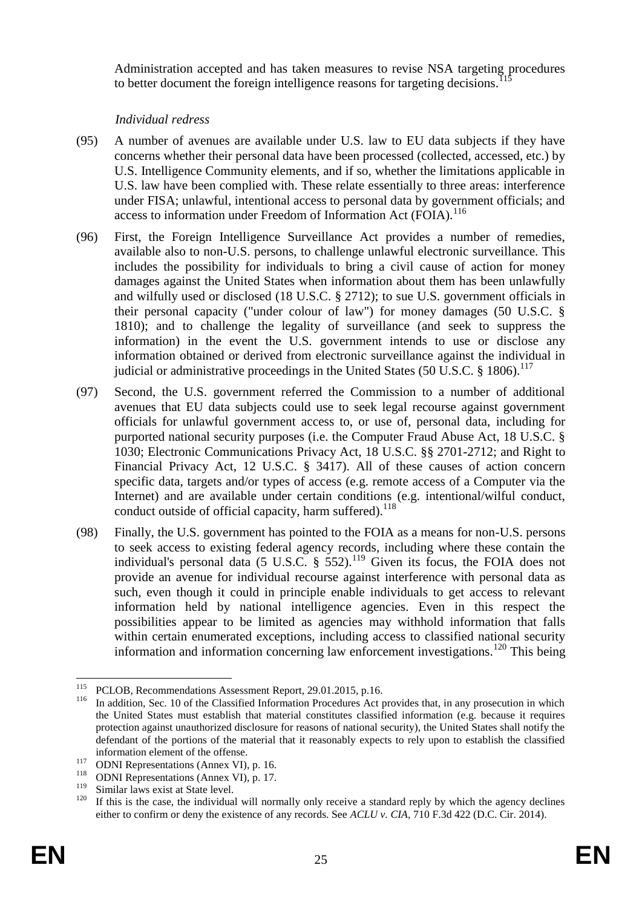Administration accepted and has taken measures to revise NSA targeting procedures to better document the foreign intelligence reasons for targeting decisions.[115]

*Individual redress*

(95) A number of avenues are available under U.S. law to EU data subjects if they have concerns whether their personal data have been processed (collected, accessed, etc.) by U.S. Intelligence Community elements, and if so, whether the limitations applicable in U.S. law have been complied with. These relate essentially to three areas: interference under FISA; unlawful, intentional access to personal data by government officials; and access to information under Freedom of Information Act (FOIA).[116]

(96) First, the Foreign Intelligence Surveillance Act provides a number of remedies, available also to non-U.S. persons, to challenge unlawful electronic surveillance. This includes the possibility for individuals to bring a civil cause of action for money damages against the United States when information about them has been unlawfully and wilfully used or disclosed (18 U.S.C. § 2712); to sue U.S. government officials in their personal capacity ("under colour of law") for money damages (50 U.S.C. § 1810); and to challenge the legality of surveillance (and seek to suppress the information) in the event the U.S. government intends to use or disclose any information obtained or derived from electronic surveillance against the individual in judicial or administrative proceedings in the United States (50 U.S.C. § 1806).[117]

(97) Second, the U.S. government referred the Commission to a number of additional avenues that EU data subjects could use to seek legal recourse against government officials for unlawful government access to, or use of, personal data, including for purported national security purposes (i.e. the Computer Fraud Abuse Act, 18 U.S.C. § 1030; Electronic Communications Privacy Act, 18 U.S.C. §§ 2701-2712; and Right to Financial Privacy Act, 12 U.S.C. § 3417). All of these causes of action concern specific data, targets and/or types of access (e.g. remote access of a Computer via the Internet) and are available under certain conditions (e.g. intentional/wilful conduct, conduct outside of official capacity, harm suffered).[118]

(98) Finally, the U.S. government has pointed to the FOIA as a means for non-U.S. persons to seek access to existing federal agency records, including where these contain the individual's personal data (5 U.S.C. § 552).[119] Given its focus, the FOIA does not provide an avenue for individual recourse against interference with personal data as such, even though it could in principle enable individuals to get access to relevant information held by national intelligence agencies. Even in this respect the possibilities appear to be limited as agencies may withhold information that falls within certain enumerated exceptions, including access to classified national security information and information concerning law enforcement investigations.[120] This being

---

[115] PCLOB, Recommendations Assessment Report, 29.01.2015, p.16.

[116] In addition, Sec. 10 of the Classified Information Procedures Act provides that, in any prosecution in which the United States must establish that material constitutes classified information (e.g. because it requires protection against unauthorized disclosure for reasons of national security), the United States shall notify the defendant of the portions of the material that it reasonably expects to rely upon to establish the classified information element of the offense.

[117] ODNI Representations (Annex VI), p. 16.

[118] ODNI Representations (Annex VI), p. 17.

[119] Similar laws exist at State level.

[120] If this is the case, the individual will normally only receive a standard reply by which the agency declines either to confirm or deny the existence of any records. See *ACLU v. CIA*, 710 F.3d 422 (D.C. Cir. 2014).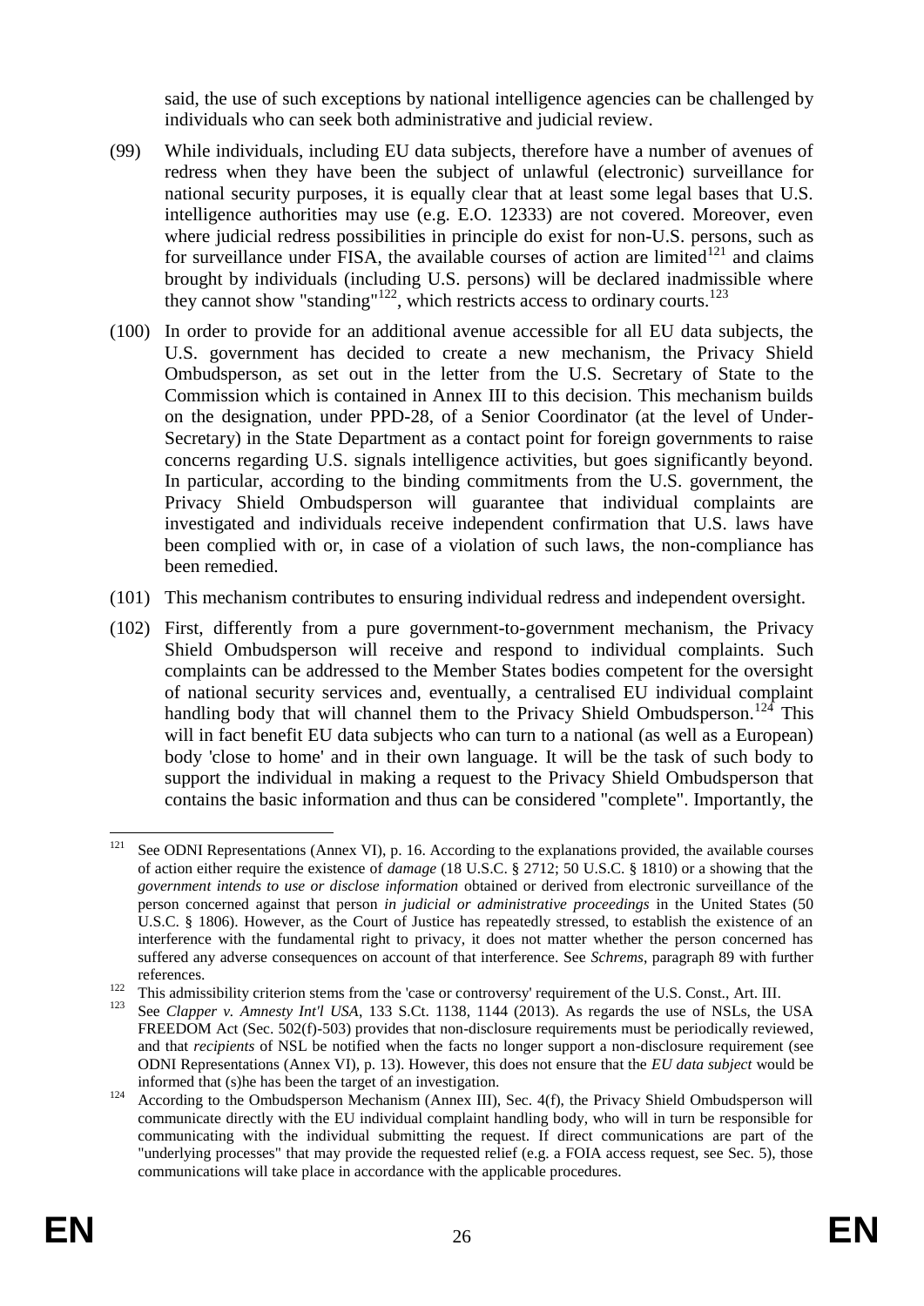said, the use of such exceptions by national intelligence agencies can be challenged by individuals who can seek both administrative and judicial review.

(99) While individuals, including EU data subjects, therefore have a number of avenues of redress when they have been the subject of unlawful (electronic) surveillance for national security purposes, it is equally clear that at least some legal bases that U.S. intelligence authorities may use (e.g. E.O. 12333) are not covered. Moreover, even where judicial redress possibilities in principle do exist for non-U.S. persons, such as for surveillance under FISA, the available courses of action are limited[121] and claims brought by individuals (including U.S. persons) will be declared inadmissible where they cannot show "standing"[122], which restricts access to ordinary courts.[123]

(100) In order to provide for an additional avenue accessible for all EU data subjects, the U.S. government has decided to create a new mechanism, the Privacy Shield Ombudsperson, as set out in the letter from the U.S. Secretary of State to the Commission which is contained in Annex III to this decision. This mechanism builds on the designation, under PPD-28, of a Senior Coordinator (at the level of Under-Secretary) in the State Department as a contact point for foreign governments to raise concerns regarding U.S. signals intelligence activities, but goes significantly beyond. In particular, according to the binding commitments from the U.S. government, the Privacy Shield Ombudsperson will guarantee that individual complaints are investigated and individuals receive independent confirmation that U.S. laws have been complied with or, in case of a violation of such laws, the non-compliance has been remedied.

(101) This mechanism contributes to ensuring individual redress and independent oversight.

(102) First, differently from a pure government-to-government mechanism, the Privacy Shield Ombudsperson will receive and respond to individual complaints. Such complaints can be addressed to the Member States bodies competent for the oversight of national security services and, eventually, a centralised EU individual complaint handling body that will channel them to the Privacy Shield Ombudsperson.[124] This will in fact benefit EU data subjects who can turn to a national (as well as a European) body 'close to home' and in their own language. It will be the task of such body to support the individual in making a request to the Privacy Shield Ombudsperson that contains the basic information and thus can be considered "complete". Importantly, the

---

[121] See ODNI Representations (Annex VI), p. 16. According to the explanations provided, the available courses of action either require the existence of *damage* (18 U.S.C. § 2712; 50 U.S.C. § 1810) or a showing that the *government intends to use or disclose information* obtained or derived from electronic surveillance of the person concerned against that person *in judicial or administrative proceedings* in the United States (50 U.S.C. § 1806). However, as the Court of Justice has repeatedly stressed, to establish the existence of an interference with the fundamental right to privacy, it does not matter whether the person concerned has suffered any adverse consequences on account of that interference. See *Schrems*, paragraph 89 with further references.

[122] This admissibility criterion stems from the 'case or controversy' requirement of the U.S. Const., Art. III.

[123] See *Clapper v. Amnesty Int'l USA*, 133 S.Ct. 1138, 1144 (2013). As regards the use of NSLs, the USA FREEDOM Act (Sec. 502(f)-503) provides that non-disclosure requirements must be periodically reviewed, and that *recipients* of NSL be notified when the facts no longer support a non-disclosure requirement (see ODNI Representations (Annex VI), p. 13). However, this does not ensure that the *EU data subject* would be informed that (s)he has been the target of an investigation.

[124] According to the Ombudsperson Mechanism (Annex III), Sec. 4(f), the Privacy Shield Ombudsperson will communicate directly with the EU individual complaint handling body, who will in turn be responsible for communicating with the individual submitting the request. If direct communications are part of the "underlying processes" that may provide the requested relief (e.g. a FOIA access request, see Sec. 5), those communications will take place in accordance with the applicable procedures.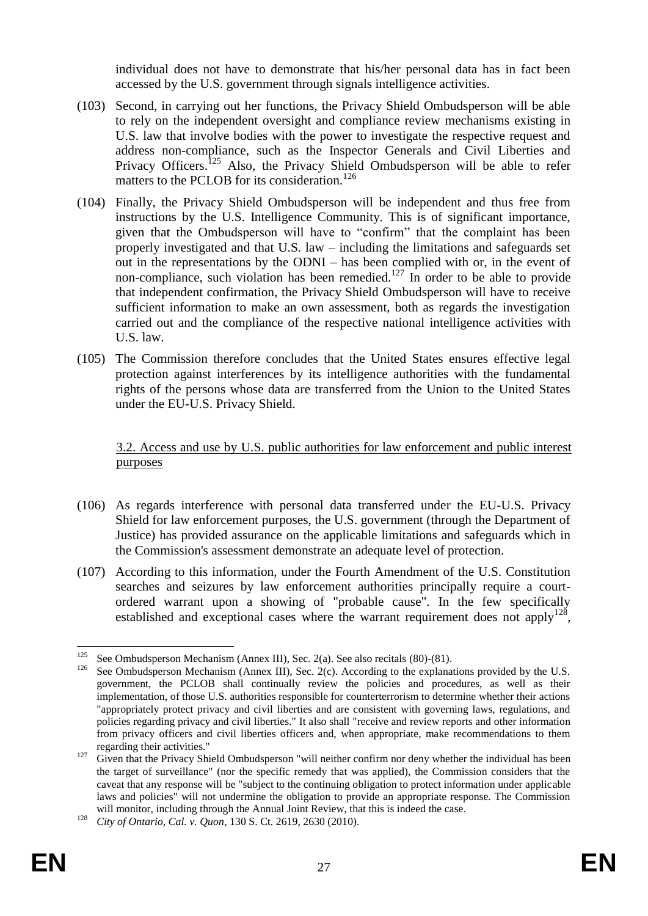individual does not have to demonstrate that his/her personal data has in fact been accessed by the U.S. government through signals intelligence activities.

(103) Second, in carrying out her functions, the Privacy Shield Ombudsperson will be able to rely on the independent oversight and compliance review mechanisms existing in U.S. law that involve bodies with the power to investigate the respective request and address non-compliance, such as the Inspector Generals and Civil Liberties and Privacy Officers.[125] Also, the Privacy Shield Ombudsperson will be able to refer matters to the PCLOB for its consideration.[126]

(104) Finally, the Privacy Shield Ombudsperson will be independent and thus free from instructions by the U.S. Intelligence Community. This is of significant importance, given that the Ombudsperson will have to "confirm" that the complaint has been properly investigated and that U.S. law – including the limitations and safeguards set out in the representations by the ODNI – has been complied with or, in the event of non-compliance, such violation has been remedied.[127] In order to be able to provide that independent confirmation, the Privacy Shield Ombudsperson will have to receive sufficient information to make an own assessment, both as regards the investigation carried out and the compliance of the respective national intelligence activities with U.S. law.

(105) The Commission therefore concludes that the United States ensures effective legal protection against interferences by its intelligence authorities with the fundamental rights of the persons whose data are transferred from the Union to the United States under the EU-U.S. Privacy Shield.

### 3.2. Access and use by U.S. public authorities for law enforcement and public interest purposes

(106) As regards interference with personal data transferred under the EU-U.S. Privacy Shield for law enforcement purposes, the U.S. government (through the Department of Justice) has provided assurance on the applicable limitations and safeguards which in the Commission's assessment demonstrate an adequate level of protection.

(107) According to this information, under the Fourth Amendment of the U.S. Constitution searches and seizures by law enforcement authorities principally require a court-ordered warrant upon a showing of "probable cause". In the few specifically established and exceptional cases where the warrant requirement does not apply[128],

---

[125] See Ombudsperson Mechanism (Annex III), Sec. 2(a). See also recitals (80)-(81).

[126] See Ombudsperson Mechanism (Annex III), Sec. 2(c). According to the explanations provided by the U.S. government, the PCLOB shall continually review the policies and procedures, as well as their implementation, of those U.S. authorities responsible for counterterrorism to determine whether their actions "appropriately protect privacy and civil liberties and are consistent with governing laws, regulations, and policies regarding privacy and civil liberties." It also shall "receive and review reports and other information from privacy officers and civil liberties officers and, when appropriate, make recommendations to them regarding their activities."

[127] Given that the Privacy Shield Ombudsperson "will neither confirm nor deny whether the individual has been the target of surveillance" (nor the specific remedy that was applied), the Commission considers that the caveat that any response will be "subject to the continuing obligation to protect information under applicable laws and policies" will not undermine the obligation to provide an appropriate response. The Commission will monitor, including through the Annual Joint Review, that this is indeed the case.

[128] *City of Ontario, Cal. v. Quon*, 130 S. Ct. 2619, 2630 (2010).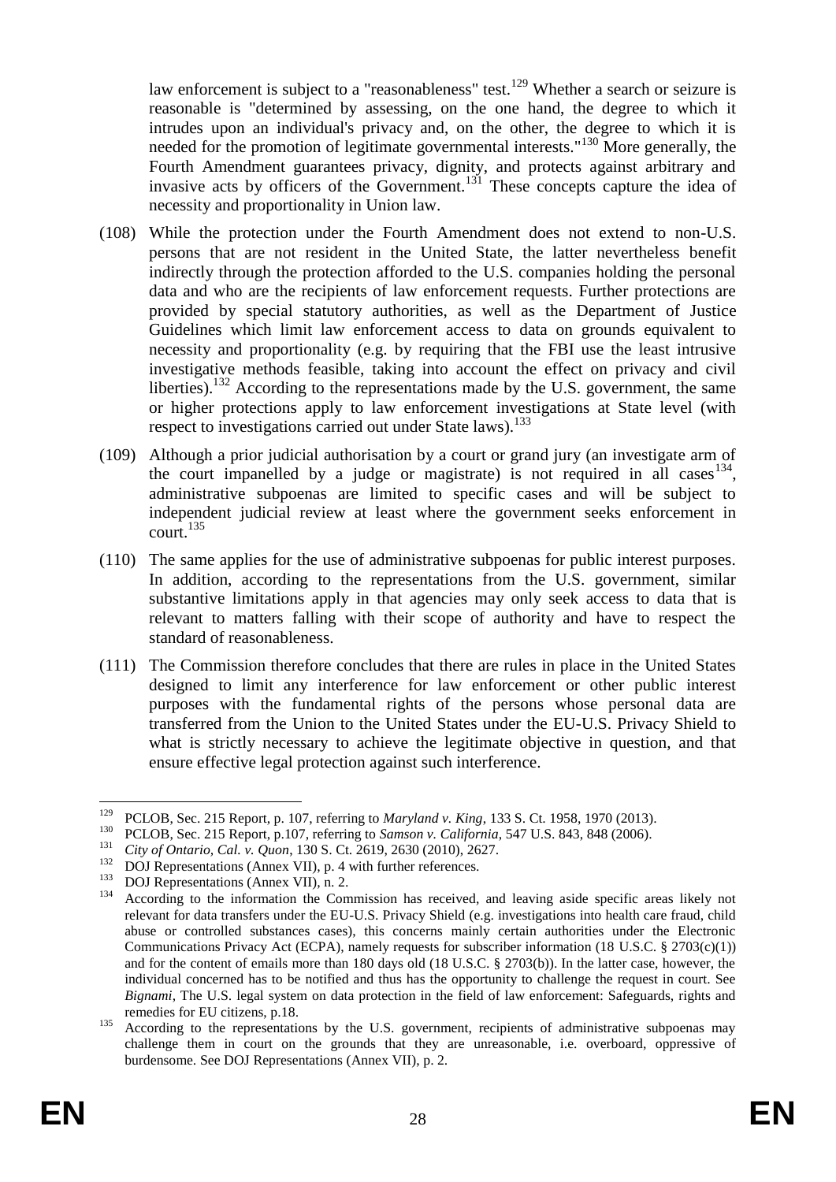law enforcement is subject to a "reasonableness" test.[129] Whether a search or seizure is reasonable is "determined by assessing, on the one hand, the degree to which it intrudes upon an individual's privacy and, on the other, the degree to which it is needed for the promotion of legitimate governmental interests."[130] More generally, the Fourth Amendment guarantees privacy, dignity, and protects against arbitrary and invasive acts by officers of the Government.[131] These concepts capture the idea of necessity and proportionality in Union law.

(108) While the protection under the Fourth Amendment does not extend to non-U.S. persons that are not resident in the United State, the latter nevertheless benefit indirectly through the protection afforded to the U.S. companies holding the personal data and who are the recipients of law enforcement requests. Further protections are provided by special statutory authorities, as well as the Department of Justice Guidelines which limit law enforcement access to data on grounds equivalent to necessity and proportionality (e.g. by requiring that the FBI use the least intrusive investigative methods feasible, taking into account the effect on privacy and civil liberties).[132] According to the representations made by the U.S. government, the same or higher protections apply to law enforcement investigations at State level (with respect to investigations carried out under State laws).[133]

(109) Although a prior judicial authorisation by a court or grand jury (an investigate arm of the court impanelled by a judge or magistrate) is not required in all cases[134], administrative subpoenas are limited to specific cases and will be subject to independent judicial review at least where the government seeks enforcement in court.[135]

(110) The same applies for the use of administrative subpoenas for public interest purposes. In addition, according to the representations from the U.S. government, similar substantive limitations apply in that agencies may only seek access to data that is relevant to matters falling with their scope of authority and have to respect the standard of reasonableness.

(111) The Commission therefore concludes that there are rules in place in the United States designed to limit any interference for law enforcement or other public interest purposes with the fundamental rights of the persons whose personal data are transferred from the Union to the United States under the EU-U.S. Privacy Shield to what is strictly necessary to achieve the legitimate objective in question, and that ensure effective legal protection against such interference.

---

[129] PCLOB, Sec. 215 Report, p. 107, referring to *Maryland v. King*, 133 S. Ct. 1958, 1970 (2013).

[130] PCLOB, Sec. 215 Report, p.107, referring to *Samson v. California*, 547 U.S. 843, 848 (2006).

[131] *City of Ontario, Cal. v. Quon*, 130 S. Ct. 2619, 2630 (2010), 2627.

[132] DOJ Representations (Annex VII), p. 4 with further references.

[133] DOJ Representations (Annex VII), n. 2.

[134] According to the information the Commission has received, and leaving aside specific areas likely not relevant for data transfers under the EU-U.S. Privacy Shield (e.g. investigations into health care fraud, child abuse or controlled substances cases), this concerns mainly certain authorities under the Electronic Communications Privacy Act (ECPA), namely requests for subscriber information (18 U.S.C. § 2703(c)(1)) and for the content of emails more than 180 days old (18 U.S.C. § 2703(b)). In the latter case, however, the individual concerned has to be notified and thus has the opportunity to challenge the request in court. See *Bignami*, The U.S. legal system on data protection in the field of law enforcement: Safeguards, rights and remedies for EU citizens, p.18.

[135] According to the representations by the U.S. government, recipients of administrative subpoenas may challenge them in court on the grounds that they are unreasonable, i.e. overboard, oppressive of burdensome. See DOJ Representations (Annex VII), p. 2.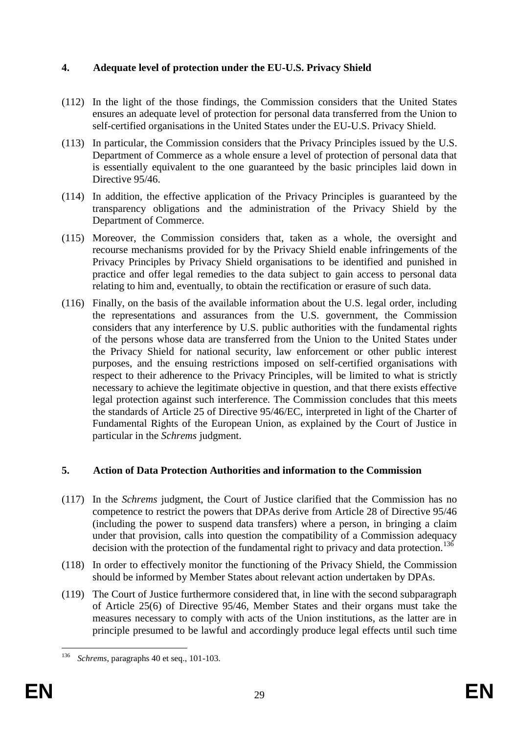## 4. Adequate level of protection under the EU-U.S. Privacy Shield

(112) In the light of the those findings, the Commission considers that the United States ensures an adequate level of protection for personal data transferred from the Union to self-certified organisations in the United States under the EU-U.S. Privacy Shield.

(113) In particular, the Commission considers that the Privacy Principles issued by the U.S. Department of Commerce as a whole ensure a level of protection of personal data that is essentially equivalent to the one guaranteed by the basic principles laid down in Directive 95/46.

(114) In addition, the effective application of the Privacy Principles is guaranteed by the transparency obligations and the administration of the Privacy Shield by the Department of Commerce.

(115) Moreover, the Commission considers that, taken as a whole, the oversight and recourse mechanisms provided for by the Privacy Shield enable infringements of the Privacy Principles by Privacy Shield organisations to be identified and punished in practice and offer legal remedies to the data subject to gain access to personal data relating to him and, eventually, to obtain the rectification or erasure of such data.

(116) Finally, on the basis of the available information about the U.S. legal order, including the representations and assurances from the U.S. government, the Commission considers that any interference by U.S. public authorities with the fundamental rights of the persons whose data are transferred from the Union to the United States under the Privacy Shield for national security, law enforcement or other public interest purposes, and the ensuing restrictions imposed on self-certified organisations with respect to their adherence to the Privacy Principles, will be limited to what is strictly necessary to achieve the legitimate objective in question, and that there exists effective legal protection against such interference. The Commission concludes that this meets the standards of Article 25 of Directive 95/46/EC, interpreted in light of the Charter of Fundamental Rights of the European Union, as explained by the Court of Justice in particular in the *Schrems* judgment.

## 5. Action of Data Protection Authorities and information to the Commission

(117) In the *Schrems* judgment, the Court of Justice clarified that the Commission has no competence to restrict the powers that DPAs derive from Article 28 of Directive 95/46 (including the power to suspend data transfers) where a person, in bringing a claim under that provision, calls into question the compatibility of a Commission adequacy decision with the protection of the fundamental right to privacy and data protection.[136]

(118) In order to effectively monitor the functioning of the Privacy Shield, the Commission should be informed by Member States about relevant action undertaken by DPAs.

(119) The Court of Justice furthermore considered that, in line with the second subparagraph of Article 25(6) of Directive 95/46, Member States and their organs must take the measures necessary to comply with acts of the Union institutions, as the latter are in principle presumed to be lawful and accordingly produce legal effects until such time

---

[136] *Schrems*, paragraphs 40 et seq., 101-103.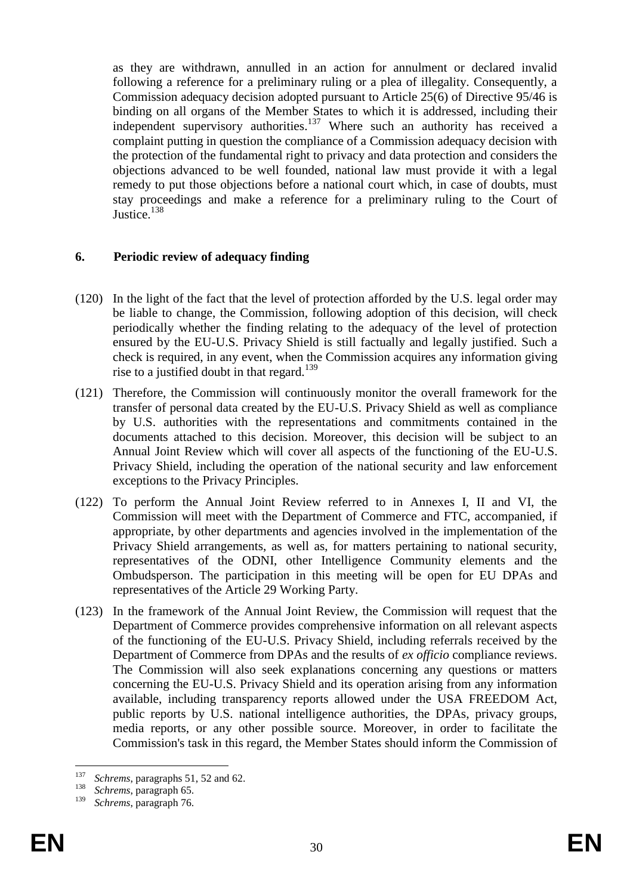as they are withdrawn, annulled in an action for annulment or declared invalid following a reference for a preliminary ruling or a plea of illegality. Consequently, a Commission adequacy decision adopted pursuant to Article 25(6) of Directive 95/46 is binding on all organs of the Member States to which it is addressed, including their independent supervisory authorities.[137] Where such an authority has received a complaint putting in question the compliance of a Commission adequacy decision with the protection of the fundamental right to privacy and data protection and considers the objections advanced to be well founded, national law must provide it with a legal remedy to put those objections before a national court which, in case of doubts, must stay proceedings and make a reference for a preliminary ruling to the Court of Justice.[138]

## 6. Periodic review of adequacy finding

(120) In the light of the fact that the level of protection afforded by the U.S. legal order may be liable to change, the Commission, following adoption of this decision, will check periodically whether the finding relating to the adequacy of the level of protection ensured by the EU-U.S. Privacy Shield is still factually and legally justified. Such a check is required, in any event, when the Commission acquires any information giving rise to a justified doubt in that regard.[139]

(121) Therefore, the Commission will continuously monitor the overall framework for the transfer of personal data created by the EU-U.S. Privacy Shield as well as compliance by U.S. authorities with the representations and commitments contained in the documents attached to this decision. Moreover, this decision will be subject to an Annual Joint Review which will cover all aspects of the functioning of the EU-U.S. Privacy Shield, including the operation of the national security and law enforcement exceptions to the Privacy Principles.

(122) To perform the Annual Joint Review referred to in Annexes I, II and VI, the Commission will meet with the Department of Commerce and FTC, accompanied, if appropriate, by other departments and agencies involved in the implementation of the Privacy Shield arrangements, as well as, for matters pertaining to national security, representatives of the ODNI, other Intelligence Community elements and the Ombudsperson. The participation in this meeting will be open for EU DPAs and representatives of the Article 29 Working Party.

(123) In the framework of the Annual Joint Review, the Commission will request that the Department of Commerce provides comprehensive information on all relevant aspects of the functioning of the EU-U.S. Privacy Shield, including referrals received by the Department of Commerce from DPAs and the results of *ex officio* compliance reviews. The Commission will also seek explanations concerning any questions or matters concerning the EU-U.S. Privacy Shield and its operation arising from any information available, including transparency reports allowed under the USA FREEDOM Act, public reports by U.S. national intelligence authorities, the DPAs, privacy groups, media reports, or any other possible source. Moreover, in order to facilitate the Commission's task in this regard, the Member States should inform the Commission of

---

[137] *Schrems*, paragraphs 51, 52 and 62.

[138] *Schrems*, paragraph 65.

[139] *Schrems*, paragraph 76.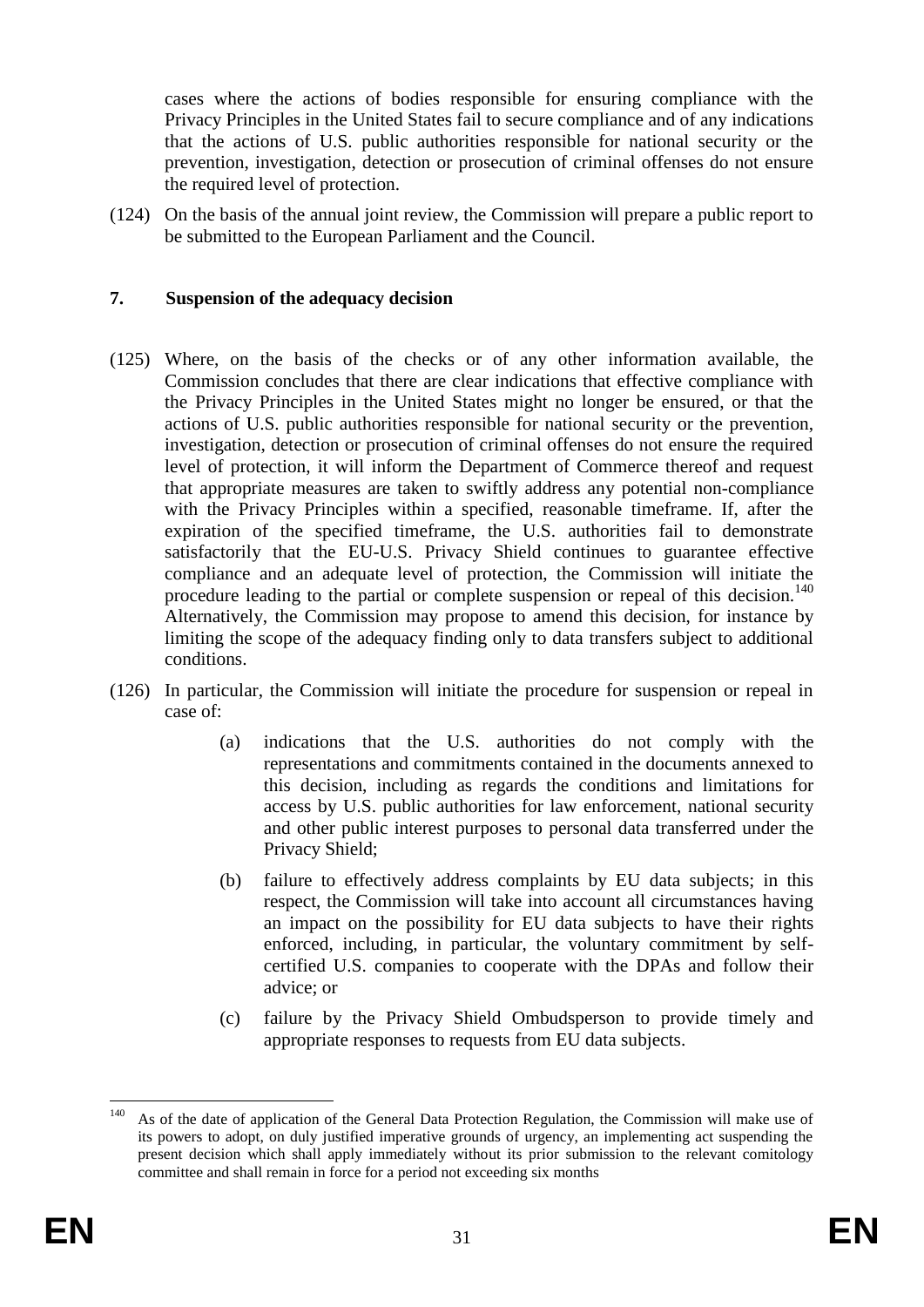cases where the actions of bodies responsible for ensuring compliance with the Privacy Principles in the United States fail to secure compliance and of any indications that the actions of U.S. public authorities responsible for national security or the prevention, investigation, detection or prosecution of criminal offenses do not ensure the required level of protection.

(124) On the basis of the annual joint review, the Commission will prepare a public report to be submitted to the European Parliament and the Council.

## 7. Suspension of the adequacy decision

(125) Where, on the basis of the checks or of any other information available, the Commission concludes that there are clear indications that effective compliance with the Privacy Principles in the United States might no longer be ensured, or that the actions of U.S. public authorities responsible for national security or the prevention, investigation, detection or prosecution of criminal offenses do not ensure the required level of protection, it will inform the Department of Commerce thereof and request that appropriate measures are taken to swiftly address any potential non-compliance with the Privacy Principles within a specified, reasonable timeframe. If, after the expiration of the specified timeframe, the U.S. authorities fail to demonstrate satisfactorily that the EU-U.S. Privacy Shield continues to guarantee effective compliance and an adequate level of protection, the Commission will initiate the procedure leading to the partial or complete suspension or repeal of this decision.[140] Alternatively, the Commission may propose to amend this decision, for instance by limiting the scope of the adequacy finding only to data transfers subject to additional conditions.

(126) In particular, the Commission will initiate the procedure for suspension or repeal in case of:

(a) indications that the U.S. authorities do not comply with the representations and commitments contained in the documents annexed to this decision, including as regards the conditions and limitations for access by U.S. public authorities for law enforcement, national security and other public interest purposes to personal data transferred under the Privacy Shield;

(b) failure to effectively address complaints by EU data subjects; in this respect, the Commission will take into account all circumstances having an impact on the possibility for EU data subjects to have their rights enforced, including, in particular, the voluntary commitment by self-certified U.S. companies to cooperate with the DPAs and follow their advice; or

(c) failure by the Privacy Shield Ombudsperson to provide timely and appropriate responses to requests from EU data subjects.

---

[140] As of the date of application of the General Data Protection Regulation, the Commission will make use of its powers to adopt, on duly justified imperative grounds of urgency, an implementing act suspending the present decision which shall apply immediately without its prior submission to the relevant comitology committee and shall remain in force for a period not exceeding six months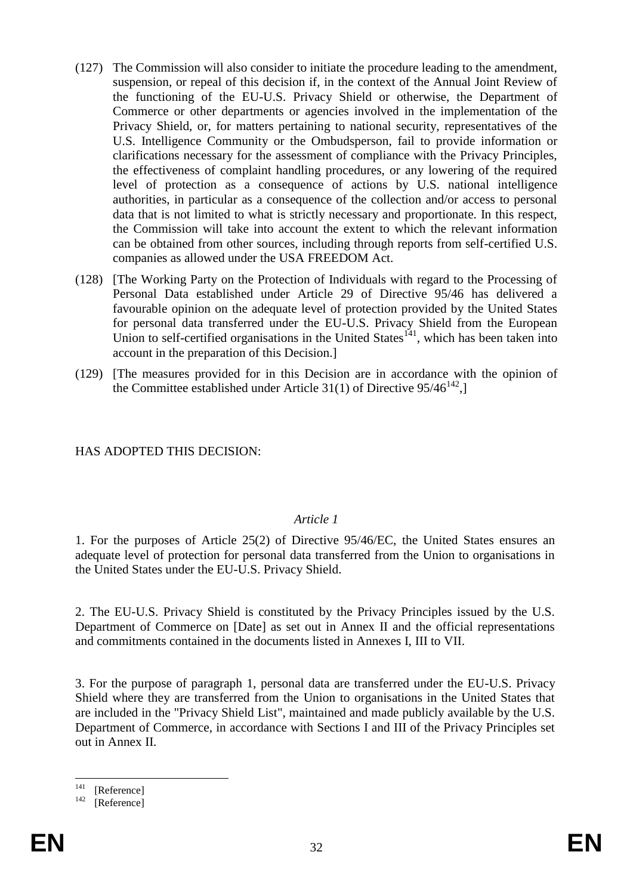(127) The Commission will also consider to initiate the procedure leading to the amendment, suspension, or repeal of this decision if, in the context of the Annual Joint Review of the functioning of the EU-U.S. Privacy Shield or otherwise, the Department of Commerce or other departments or agencies involved in the implementation of the Privacy Shield, or, for matters pertaining to national security, representatives of the U.S. Intelligence Community or the Ombudsperson, fail to provide information or clarifications necessary for the assessment of compliance with the Privacy Principles, the effectiveness of complaint handling procedures, or any lowering of the required level of protection as a consequence of actions by U.S. national intelligence authorities, in particular as a consequence of the collection and/or access to personal data that is not limited to what is strictly necessary and proportionate. In this respect, the Commission will take into account the extent to which the relevant information can be obtained from other sources, including through reports from self-certified U.S. companies as allowed under the USA FREEDOM Act.

(128) [The Working Party on the Protection of Individuals with regard to the Processing of Personal Data established under Article 29 of Directive 95/46 has delivered a favourable opinion on the adequate level of protection provided by the United States for personal data transferred under the EU-U.S. Privacy Shield from the European Union to self-certified organisations in the United States[141], which has been taken into account in the preparation of this Decision.]

(129) [The measures provided for in this Decision are in accordance with the opinion of the Committee established under Article 31(1) of Directive 95/46[142],]

HAS ADOPTED THIS DECISION:

*Article 1*

1. For the purposes of Article 25(2) of Directive 95/46/EC, the United States ensures an adequate level of protection for personal data transferred from the Union to organisations in the United States under the EU-U.S. Privacy Shield.

2. The EU-U.S. Privacy Shield is constituted by the Privacy Principles issued by the U.S. Department of Commerce on [Date] as set out in Annex II and the official representations and commitments contained in the documents listed in Annexes I, III to VII.

3. For the purpose of paragraph 1, personal data are transferred under the EU-U.S. Privacy Shield where they are transferred from the Union to organisations in the United States that are included in the "Privacy Shield List", maintained and made publicly available by the U.S. Department of Commerce, in accordance with Sections I and III of the Privacy Principles set out in Annex II.

---

[141] [Reference]

[142] [Reference]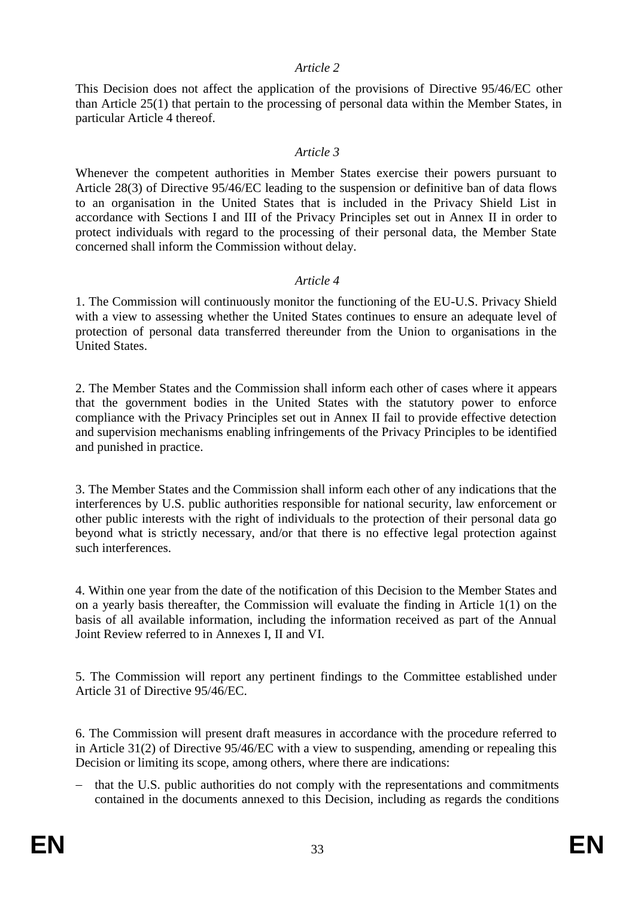*Article 2*

This Decision does not affect the application of the provisions of Directive 95/46/EC other than Article 25(1) that pertain to the processing of personal data within the Member States, in particular Article 4 thereof.

*Article 3*

Whenever the competent authorities in Member States exercise their powers pursuant to Article 28(3) of Directive 95/46/EC leading to the suspension or definitive ban of data flows to an organisation in the United States that is included in the Privacy Shield List in accordance with Sections I and III of the Privacy Principles set out in Annex II in order to protect individuals with regard to the processing of their personal data, the Member State concerned shall inform the Commission without delay.

*Article 4*

1. The Commission will continuously monitor the functioning of the EU-U.S. Privacy Shield with a view to assessing whether the United States continues to ensure an adequate level of protection of personal data transferred thereunder from the Union to organisations in the United States.

2. The Member States and the Commission shall inform each other of cases where it appears that the government bodies in the United States with the statutory power to enforce compliance with the Privacy Principles set out in Annex II fail to provide effective detection and supervision mechanisms enabling infringements of the Privacy Principles to be identified and punished in practice.

3. The Member States and the Commission shall inform each other of any indications that the interferences by U.S. public authorities responsible for national security, law enforcement or other public interests with the right of individuals to the protection of their personal data go beyond what is strictly necessary, and/or that there is no effective legal protection against such interferences.

4. Within one year from the date of the notification of this Decision to the Member States and on a yearly basis thereafter, the Commission will evaluate the finding in Article 1(1) on the basis of all available information, including the information received as part of the Annual Joint Review referred to in Annexes I, II and VI.

5. The Commission will report any pertinent findings to the Committee established under Article 31 of Directive 95/46/EC.

6. The Commission will present draft measures in accordance with the procedure referred to in Article 31(2) of Directive 95/46/EC with a view to suspending, amending or repealing this Decision or limiting its scope, among others, where there are indications:

- that the U.S. public authorities do not comply with the representations and commitments contained in the documents annexed to this Decision, including as regards the conditions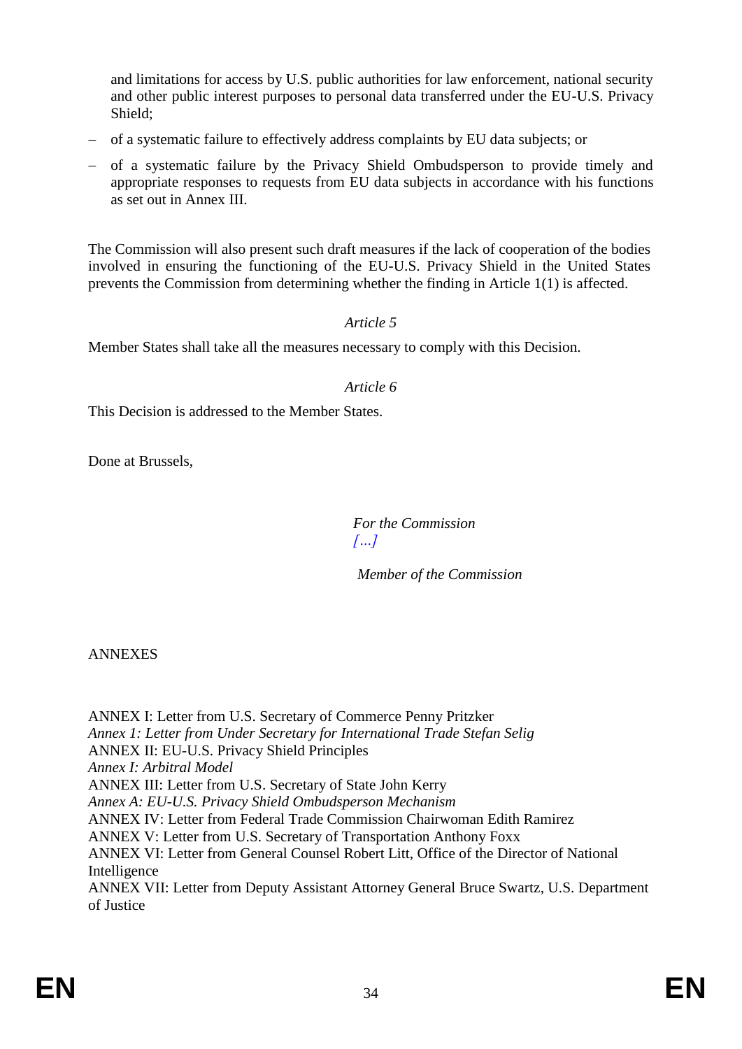and limitations for access by U.S. public authorities for law enforcement, national security and other public interest purposes to personal data transferred under the EU-U.S. Privacy Shield;

- of a systematic failure to effectively address complaints by EU data subjects; or
- of a systematic failure by the Privacy Shield Ombudsperson to provide timely and appropriate responses to requests from EU data subjects in accordance with his functions as set out in Annex III.

The Commission will also present such draft measures if the lack of cooperation of the bodies involved in ensuring the functioning of the EU-U.S. Privacy Shield in the United States prevents the Commission from determining whether the finding in Article 1(1) is affected.

*Article 5*

Member States shall take all the measures necessary to comply with this Decision.

*Article 6*

This Decision is addressed to the Member States.

Done at Brussels,

*For the Commission*
*[…]*

*Member of the Commission*

ANNEXES

ANNEX I: Letter from U.S. Secretary of Commerce Penny Pritzker
*Annex 1: Letter from Under Secretary for International Trade Stefan Selig*
ANNEX II: EU-U.S. Privacy Shield Principles
*Annex I: Arbitral Model*
ANNEX III: Letter from U.S. Secretary of State John Kerry
*Annex A: EU-U.S. Privacy Shield Ombudsperson Mechanism*
ANNEX IV: Letter from Federal Trade Commission Chairwoman Edith Ramirez
ANNEX V: Letter from U.S. Secretary of Transportation Anthony Foxx
ANNEX VI: Letter from General Counsel Robert Litt, Office of the Director of National Intelligence
ANNEX VII: Letter from Deputy Assistant Attorney General Bruce Swartz, U.S. Department of Justice